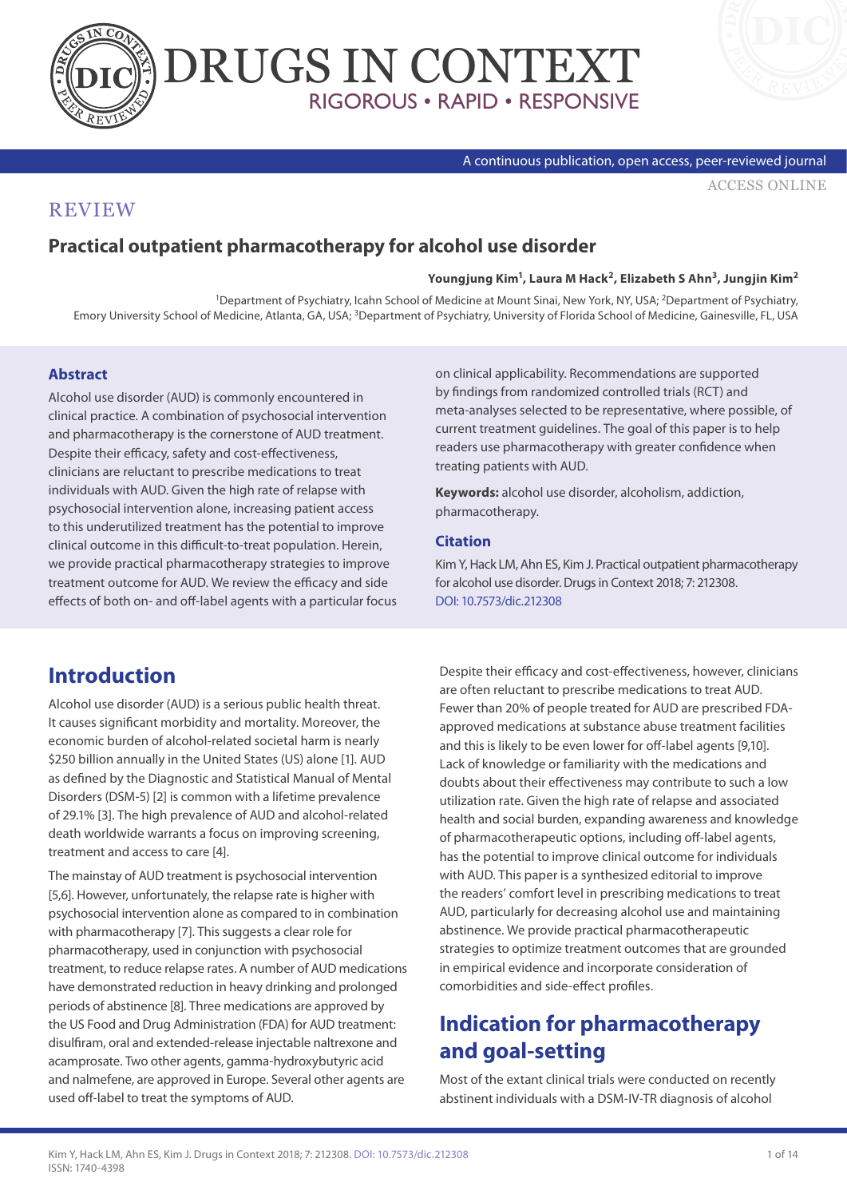REVIEW

# Practical outpatient pharmacotherapy for alcohol use disorder

**Youngjung Kim[1], Laura M Hack[2], Elizabeth S Ahn[3], Jungjin Kim[2]**

[1]Department of Psychiatry, Icahn School of Medicine at Mount Sinai, New York, NY, USA; [2]Department of Psychiatry, Emory University School of Medicine, Atlanta, GA, USA; [3]Department of Psychiatry, University of Florida School of Medicine, Gainesville, FL, USA

### Abstract

Alcohol use disorder (AUD) is commonly encountered in clinical practice. A combination of psychosocial intervention and pharmacotherapy is the cornerstone of AUD treatment. Despite their efficacy, safety and cost-effectiveness, clinicians are reluctant to prescribe medications to treat individuals with AUD. Given the high rate of relapse with psychosocial intervention alone, increasing patient access to this underutilized treatment has the potential to improve clinical outcome in this difficult-to-treat population. Herein, we provide practical pharmacotherapy strategies to improve treatment outcome for AUD. We review the efficacy and side effects of both on- and off-label agents with a particular focus on clinical applicability. Recommendations are supported by findings from randomized controlled trials (RCT) and meta-analyses selected to be representative, where possible, of current treatment guidelines. The goal of this paper is to help readers use pharmacotherapy with greater confidence when treating patients with AUD.

**Keywords:** alcohol use disorder, alcoholism, addiction, pharmacotherapy.

### Citation

Kim Y, Hack LM, Ahn ES, Kim J. Practical outpatient pharmacotherapy for alcohol use disorder. Drugs in Context 2018; 7: 212308. DOI: 10.7573/dic.212308

## Introduction

Alcohol use disorder (AUD) is a serious public health threat. It causes significant morbidity and mortality. Moreover, the economic burden of alcohol-related societal harm is nearly $250 billion annually in the United States (US) alone [1]. AUD as defined by the Diagnostic and Statistical Manual of Mental Disorders (DSM-5) [2] is common with a lifetime prevalence of 29.1% [3]. The high prevalence of AUD and alcohol-related death worldwide warrants a focus on improving screening, treatment and access to care [4].

The mainstay of AUD treatment is psychosocial intervention [5,6]. However, unfortunately, the relapse rate is higher with psychosocial intervention alone as compared to in combination with pharmacotherapy [7]. This suggests a clear role for pharmacotherapy, used in conjunction with psychosocial treatment, to reduce relapse rates. A number of AUD medications have demonstrated reduction in heavy drinking and prolonged periods of abstinence [8]. Three medications are approved by the US Food and Drug Administration (FDA) for AUD treatment: disulfiram, oral and extended-release injectable naltrexone and acamprosate. Two other agents, gamma-hydroxybutyric acid and nalmefene, are approved in Europe. Several other agents are used off-label to treat the symptoms of AUD.

Despite their efficacy and cost-effectiveness, however, clinicians are often reluctant to prescribe medications to treat AUD. Fewer than 20% of people treated for AUD are prescribed FDA-approved medications at substance abuse treatment facilities and this is likely to be even lower for off-label agents [9,10]. Lack of knowledge or familiarity with the medications and doubts about their effectiveness may contribute to such a low utilization rate. Given the high rate of relapse and associated health and social burden, expanding awareness and knowledge of pharmacotherapeutic options, including off-label agents, has the potential to improve clinical outcome for individuals with AUD. This paper is a synthesized editorial to improve the readers' comfort level in prescribing medications to treat AUD, particularly for decreasing alcohol use and maintaining abstinence. We provide practical pharmacotherapeutic strategies to optimize treatment outcomes that are grounded in empirical evidence and incorporate consideration of comorbidities and side-effect profiles.

## Indication for pharmacotherapy and goal-setting

Most of the extant clinical trials were conducted on recently abstinent individuals with a DSM-IV-TR diagnosis of alcohol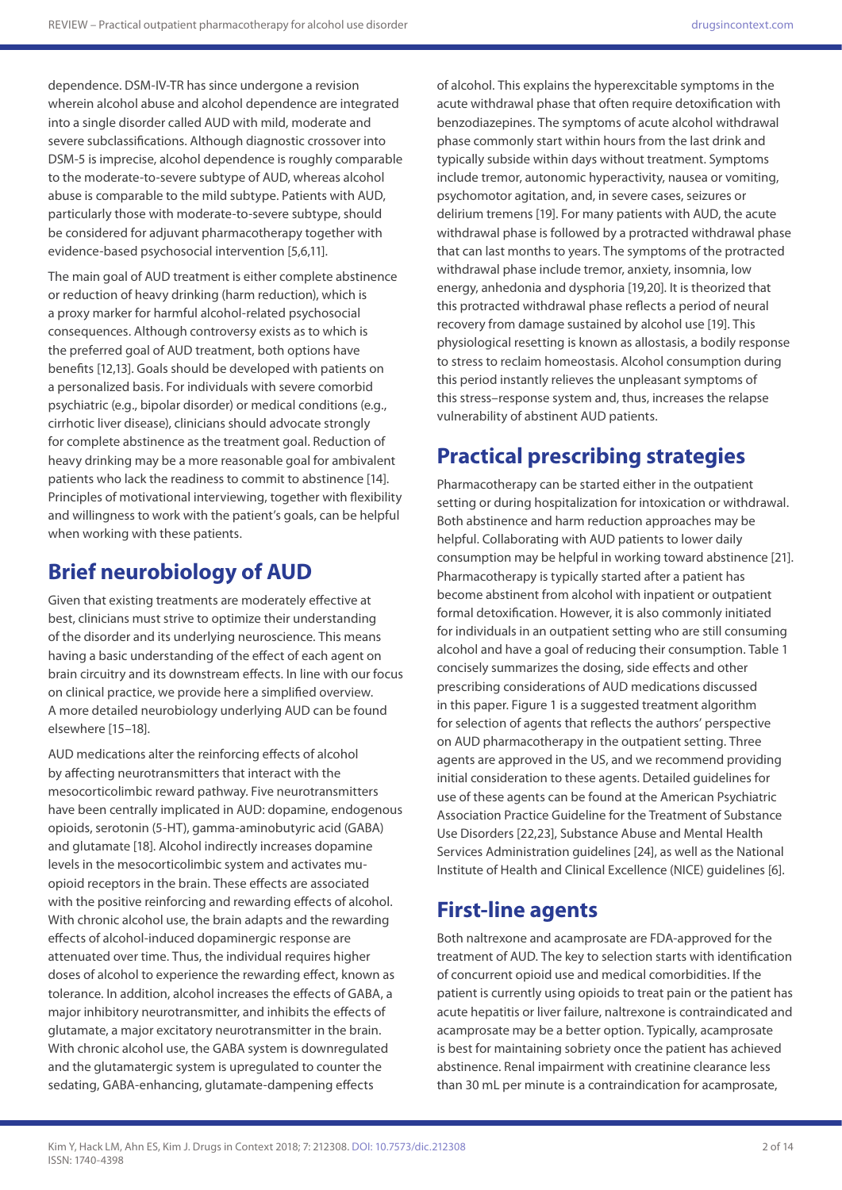dependence. DSM-IV-TR has since undergone a revision wherein alcohol abuse and alcohol dependence are integrated into a single disorder called AUD with mild, moderate and severe subclassifications. Although diagnostic crossover into DSM-5 is imprecise, alcohol dependence is roughly comparable to the moderate-to-severe subtype of AUD, whereas alcohol abuse is comparable to the mild subtype. Patients with AUD, particularly those with moderate-to-severe subtype, should be considered for adjuvant pharmacotherapy together with evidence-based psychosocial intervention [5,6,11].

The main goal of AUD treatment is either complete abstinence or reduction of heavy drinking (harm reduction), which is a proxy marker for harmful alcohol-related psychosocial consequences. Although controversy exists as to which is the preferred goal of AUD treatment, both options have benefits [12,13]. Goals should be developed with patients on a personalized basis. For individuals with severe comorbid psychiatric (e.g., bipolar disorder) or medical conditions (e.g., cirrhotic liver disease), clinicians should advocate strongly for complete abstinence as the treatment goal. Reduction of heavy drinking may be a more reasonable goal for ambivalent patients who lack the readiness to commit to abstinence [14]. Principles of motivational interviewing, together with flexibility and willingness to work with the patient's goals, can be helpful when working with these patients.

## Brief neurobiology of AUD

Given that existing treatments are moderately effective at best, clinicians must strive to optimize their understanding of the disorder and its underlying neuroscience. This means having a basic understanding of the effect of each agent on brain circuitry and its downstream effects. In line with our focus on clinical practice, we provide here a simplified overview. A more detailed neurobiology underlying AUD can be found elsewhere [15–18].

AUD medications alter the reinforcing effects of alcohol by affecting neurotransmitters that interact with the mesocorticolimbic reward pathway. Five neurotransmitters have been centrally implicated in AUD: dopamine, endogenous opioids, serotonin (5-HT), gamma-aminobutyric acid (GABA) and glutamate [18]. Alcohol indirectly increases dopamine levels in the mesocorticolimbic system and activates mu-opioid receptors in the brain. These effects are associated with the positive reinforcing and rewarding effects of alcohol. With chronic alcohol use, the brain adapts and the rewarding effects of alcohol-induced dopaminergic response are attenuated over time. Thus, the individual requires higher doses of alcohol to experience the rewarding effect, known as tolerance. In addition, alcohol increases the effects of GABA, a major inhibitory neurotransmitter, and inhibits the effects of glutamate, a major excitatory neurotransmitter in the brain. With chronic alcohol use, the GABA system is downregulated and the glutamatergic system is upregulated to counter the sedating, GABA-enhancing, glutamate-dampening effects of alcohol. This explains the hyperexcitable symptoms in the acute withdrawal phase that often require detoxification with benzodiazepines. The symptoms of acute alcohol withdrawal phase commonly start within hours from the last drink and typically subside within days without treatment. Symptoms include tremor, autonomic hyperactivity, nausea or vomiting, psychomotor agitation, and, in severe cases, seizures or delirium tremens [19]. For many patients with AUD, the acute withdrawal phase is followed by a protracted withdrawal phase that can last months to years. The symptoms of the protracted withdrawal phase include tremor, anxiety, insomnia, low energy, anhedonia and dysphoria [19,20]. It is theorized that this protracted withdrawal phase reflects a period of neural recovery from damage sustained by alcohol use [19]. This physiological resetting is known as allostasis, a bodily response to stress to reclaim homeostasis. Alcohol consumption during this period instantly relieves the unpleasant symptoms of this stress–response system and, thus, increases the relapse vulnerability of abstinent AUD patients.

## Practical prescribing strategies

Pharmacotherapy can be started either in the outpatient setting or during hospitalization for intoxication or withdrawal. Both abstinence and harm reduction approaches may be helpful. Collaborating with AUD patients to lower daily consumption may be helpful in working toward abstinence [21]. Pharmacotherapy is typically started after a patient has become abstinent from alcohol with inpatient or outpatient formal detoxification. However, it is also commonly initiated for individuals in an outpatient setting who are still consuming alcohol and have a goal of reducing their consumption. Table 1 concisely summarizes the dosing, side effects and other prescribing considerations of AUD medications discussed in this paper. Figure 1 is a suggested treatment algorithm for selection of agents that reflects the authors' perspective on AUD pharmacotherapy in the outpatient setting. Three agents are approved in the US, and we recommend providing initial consideration to these agents. Detailed guidelines for use of these agents can be found at the American Psychiatric Association Practice Guideline for the Treatment of Substance Use Disorders [22,23], Substance Abuse and Mental Health Services Administration guidelines [24], as well as the National Institute of Health and Clinical Excellence (NICE) guidelines [6].

## First-line agents

Both naltrexone and acamprosate are FDA-approved for the treatment of AUD. The key to selection starts with identification of concurrent opioid use and medical comorbidities. If the patient is currently using opioids to treat pain or the patient has acute hepatitis or liver failure, naltrexone is contraindicated and acamprosate may be a better option. Typically, acamprosate is best for maintaining sobriety once the patient has achieved abstinence. Renal impairment with creatinine clearance less than 30 mL per minute is a contraindication for acamprosate,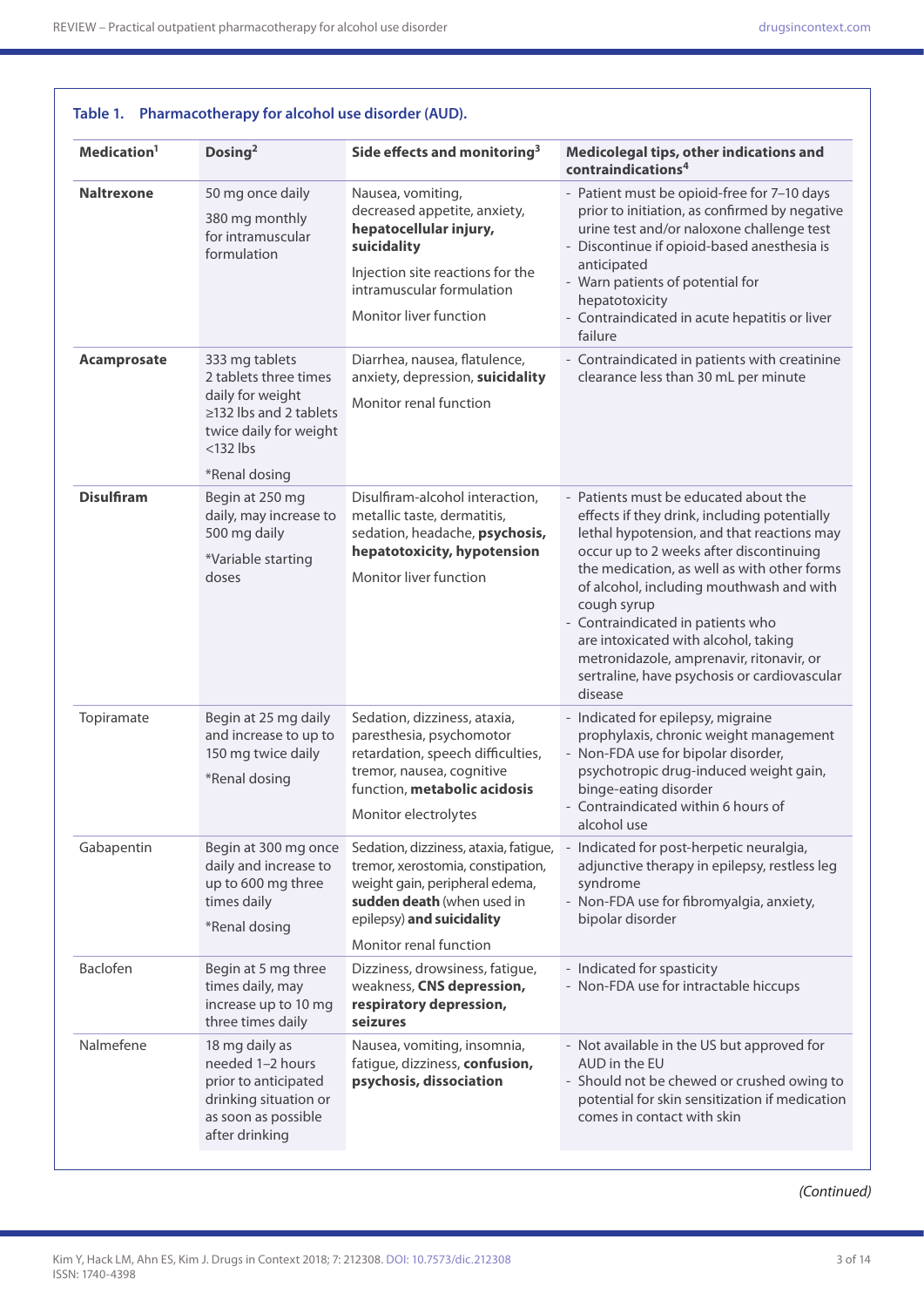**Table 1. Pharmacotherapy for alcohol use disorder (AUD).**

| Medication[1] | Dosing[2] | Side effects and monitoring[3] | Medicolegal tips, other indications and contraindications[4] |
|---|---|---|---|
| **Naltrexone** | 50 mg once daily<br>380 mg monthly for intramuscular formulation | Nausea, vomiting, decreased appetite, anxiety, **hepatocellular injury, suicidality**<br>Injection site reactions for the intramuscular formulation<br>Monitor liver function | - Patient must be opioid-free for 7–10 days prior to initiation, as confirmed by negative urine test and/or naloxone challenge test<br>- Discontinue if opioid-based anesthesia is anticipated<br>- Warn patients of potential for hepatotoxicity<br>- Contraindicated in acute hepatitis or liver failure |
| **Acamprosate** | 333 mg tablets 2 tablets three times daily for weight ≥132 lbs and 2 tablets twice daily for weight <132 lbs<br>*Renal dosing | Diarrhea, nausea, flatulence, anxiety, depression, **suicidality**<br>Monitor renal function | - Contraindicated in patients with creatinine clearance less than 30 mL per minute |
| **Disulfiram** | Begin at 250 mg daily, may increase to up to 500 mg daily<br>*Variable starting doses | Disulfiram-alcohol interaction, metallic taste, dermatitis, sedation, headache, **psychosis, hepatotoxicity, hypotension**<br>Monitor liver function | - Patients must be educated about the effects if they drink, including potentially lethal hypotension, and that reactions may occur up to 2 weeks after discontinuing the medication, as well as with other forms of alcohol, including mouthwash and with cough syrup<br>- Contraindicated in patients who are intoxicated with alcohol, taking metronidazole, amprenavir, ritonavir, or sertraline, have psychosis or cardiovascular disease |
| Topiramate | Begin at 25 mg daily and increase to up to 150 mg twice daily<br>*Renal dosing | Sedation, dizziness, ataxia, paresthesia, psychomotor retardation, speech difficulties, tremor, nausea, cognitive function, **metabolic acidosis**<br>Monitor electrolytes | - Indicated for epilepsy, migraine prophylaxis, chronic weight management<br>- Non-FDA use for bipolar disorder, psychotropic drug-induced weight gain, binge-eating disorder<br>- Contraindicated within 6 hours of alcohol use |
| Gabapentin | Begin at 300 mg once daily and increase to up to 600 mg three times daily<br>*Renal dosing | Sedation, dizziness, ataxia, fatigue, tremor, xerostomia, constipation, weight gain, peripheral edema, **sudden death** (when used in epilepsy) **and suicidality**<br>Monitor renal function | - Indicated for post-herpetic neuralgia, adjunctive therapy in epilepsy, restless leg syndrome<br>- Non-FDA use for fibromyalgia, anxiety, bipolar disorder |
| Baclofen | Begin at 5 mg three times daily, may increase up to 10 mg three times daily | Dizziness, drowsiness, fatigue, weakness, **CNS depression, respiratory depression, seizures** | - Indicated for spasticity<br>- Non-FDA use for intractable hiccups |
| Nalmefene | 18 mg daily as needed 1–2 hours prior to anticipated drinking situation or as soon as possible after drinking | Nausea, vomiting, insomnia, fatigue, dizziness, **confusion, psychosis, dissociation** | - Not available in the US but approved for AUD in the EU<br>- Should not be chewed or crushed owing to potential for skin sensitization if medication comes in contact with skin |

*(Continued)*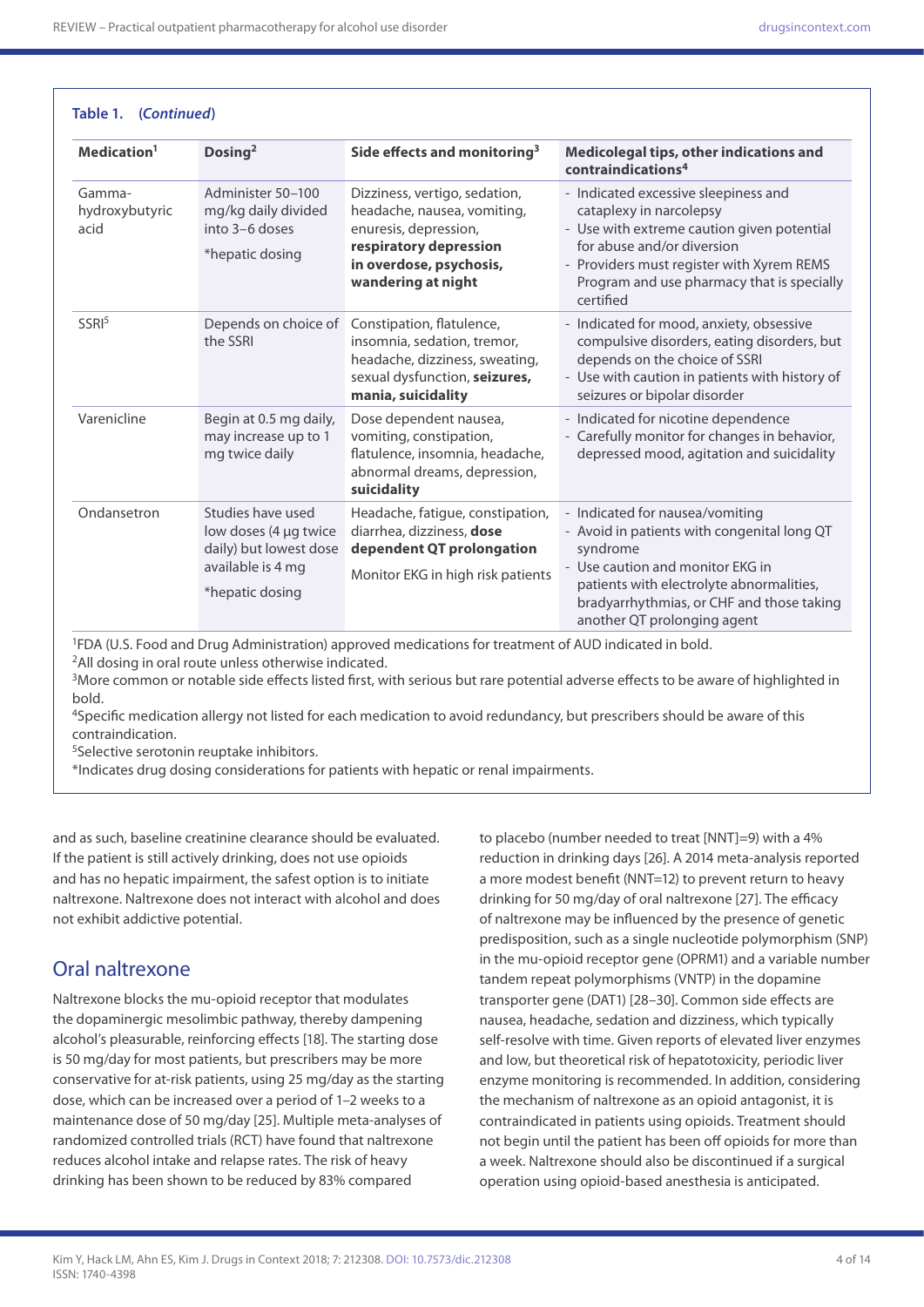**Table 1. (*Continued*)**

| Medication[1] | Dosing[2] | Side effects and monitoring[3] | Medicolegal tips, other indications and contraindications[4] |
|---|---|---|---|
| Gamma-hydroxybutyric acid | Administer 50–100 mg/kg daily divided into 3–6 doses<br>*hepatic dosing | Dizziness, vertigo, sedation, headache, nausea, vomiting, enuresis, depression, **respiratory depression in overdose, psychosis, wandering at night** | - Indicated excessive sleepiness and cataplexy in narcolepsy<br>- Use with extreme caution given potential for abuse and/or diversion<br>- Providers must register with Xyrem REMS Program and use pharmacy that is specially certified |
| SSRI[5] | Depends on choice of the SSRI | Constipation, flatulence, insomnia, sedation, tremor, headache, dizziness, sweating, sexual dysfunction, **seizures, mania, suicidality** | - Indicated for mood, anxiety, obsessive compulsive disorders, eating disorders, but depends on the choice of SSRI<br>- Use with caution in patients with history of seizures or bipolar disorder |
| Varenicline | Begin at 0.5 mg daily, may increase up to 1 mg twice daily | Dose dependent nausea, vomiting, constipation, flatulence, insomnia, headache, abnormal dreams, depression, **suicidality** | - Indicated for nicotine dependence<br>- Carefully monitor for changes in behavior, depressed mood, agitation and suicidality |
| Ondansetron | Studies have used low doses (4 μg twice daily) but lowest dose available is 4 mg<br>*hepatic dosing | Headache, fatigue, constipation, diarrhea, dizziness, **dose dependent QT prolongation**<br>Monitor EKG in high risk patients | - Indicated for nausea/vomiting<br>- Avoid in patients with congenital long QT syndrome<br>- Use caution and monitor EKG in patients with electrolyte abnormalities, bradyarrhythmias, or CHF and those taking another QT prolonging agent |

[1]FDA (U.S. Food and Drug Administration) approved medications for treatment of AUD indicated in bold.
[2]All dosing in oral route unless otherwise indicated.
[3]More common or notable side effects listed first, with serious but rare potential adverse effects to be aware of highlighted in bold.
[4]Specific medication allergy not listed for each medication to avoid redundancy, but prescribers should be aware of this contraindication.
[5]Selective serotonin reuptake inhibitors.
*Indicates drug dosing considerations for patients with hepatic or renal impairments.

and as such, baseline creatinine clearance should be evaluated. If the patient is still actively drinking, does not use opioids and has no hepatic impairment, the safest option is to initiate naltrexone. Naltrexone does not interact with alcohol and does not exhibit addictive potential.

## Oral naltrexone

Naltrexone blocks the mu-opioid receptor that modulates the dopaminergic mesolimbic pathway, thereby dampening alcohol's pleasurable, reinforcing effects [18]. The starting dose is 50 mg/day for most patients, but prescribers may be more conservative for at-risk patients, using 25 mg/day as the starting dose, which can be increased over a period of 1–2 weeks to a maintenance dose of 50 mg/day [25]. Multiple meta-analyses of randomized controlled trials (RCT) have found that naltrexone reduces alcohol intake and relapse rates. The risk of heavy drinking has been shown to be reduced by 83% compared to placebo (number needed to treat [NNT]=9) with a 4% reduction in drinking days [26]. A 2014 meta-analysis reported a more modest benefit (NNT=12) to prevent return to heavy drinking for 50 mg/day of oral naltrexone [27]. The efficacy of naltrexone may be influenced by the presence of genetic predisposition, such as a single nucleotide polymorphism (SNP) in the mu-opioid receptor gene (OPRM1) and a variable number tandem repeat polymorphisms (VNTP) in the dopamine transporter gene (DAT1) [28–30]. Common side effects are nausea, headache, sedation and dizziness, which typically self-resolve with time. Given reports of elevated liver enzymes and low, but theoretical risk of hepatotoxicity, periodic liver enzyme monitoring is recommended. In addition, considering the mechanism of naltrexone as an opioid antagonist, it is contraindicated in patients using opioids. Treatment should not begin until the patient has been off opioids for more than a week. Naltrexone should also be discontinued if a surgical operation using opioid-based anesthesia is anticipated.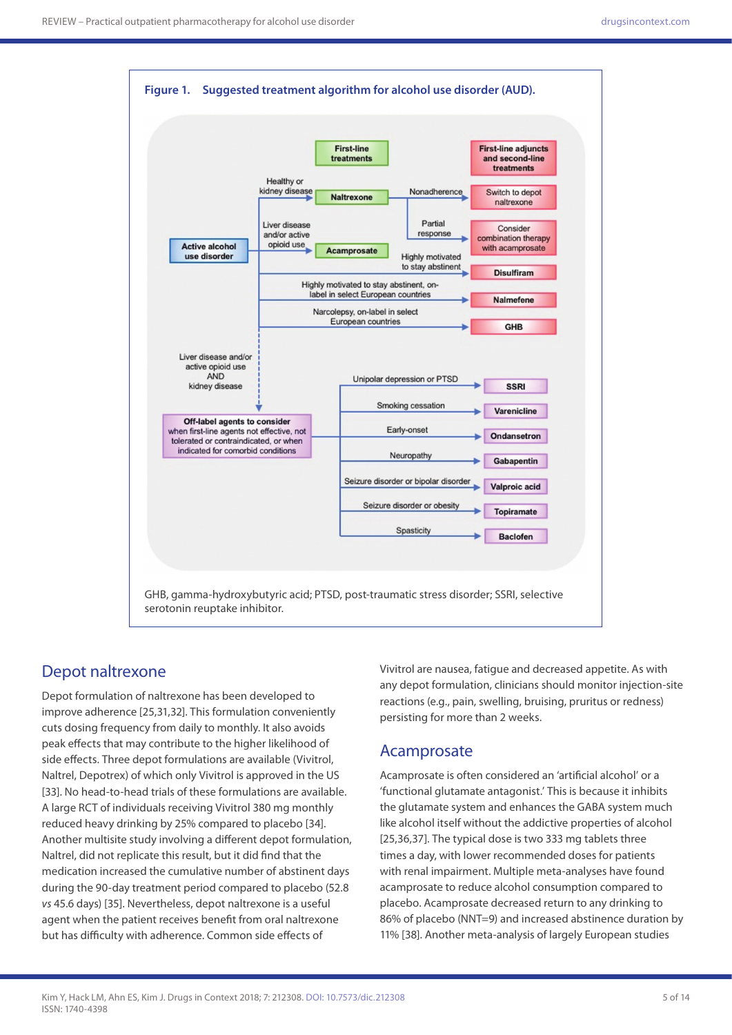**Figure 1. Suggested treatment algorithm for alcohol use disorder (AUD).**

GHB, gamma-hydroxybutyric acid; PTSD, post-traumatic stress disorder; SSRI, selective serotonin reuptake inhibitor.

## Depot naltrexone

Depot formulation of naltrexone has been developed to improve adherence [25,31,32]. This formulation conveniently cuts dosing frequency from daily to monthly. It also avoids peak effects that may contribute to the higher likelihood of side effects. Three depot formulations are available (Vivitrol, Naltrel, Depotrex) of which only Vivitrol is approved in the US [33]. No head-to-head trials of these formulations are available. A large RCT of individuals receiving Vivitrol 380 mg monthly reduced heavy drinking by 25% compared to placebo [34]. Another multisite study involving a different depot formulation, Naltrel, did not replicate this result, but it did find that the medication increased the cumulative number of abstinent days during the 90-day treatment period compared to placebo (52.8 *vs* 45.6 days) [35]. Nevertheless, depot naltrexone is a useful agent when the patient receives benefit from oral naltrexone but has difficulty with adherence. Common side effects of Vivitrol are nausea, fatigue and decreased appetite. As with any depot formulation, clinicians should monitor injection-site reactions (e.g., pain, swelling, bruising, pruritus or redness) persisting for more than 2 weeks.

## Acamprosate

Acamprosate is often considered an 'artificial alcohol' or a 'functional glutamate antagonist.' This is because it inhibits the glutamate system and enhances the GABA system much like alcohol itself without the addictive properties of alcohol [25,36,37]. The typical dose is two 333 mg tablets three times a day, with lower recommended doses for patients with renal impairment. Multiple meta-analyses have found acamprosate to reduce alcohol consumption compared to placebo. Acamprosate decreased return to any drinking to 86% of placebo (NNT=9) and increased abstinence duration by 11% [38]. Another meta-analysis of largely European studies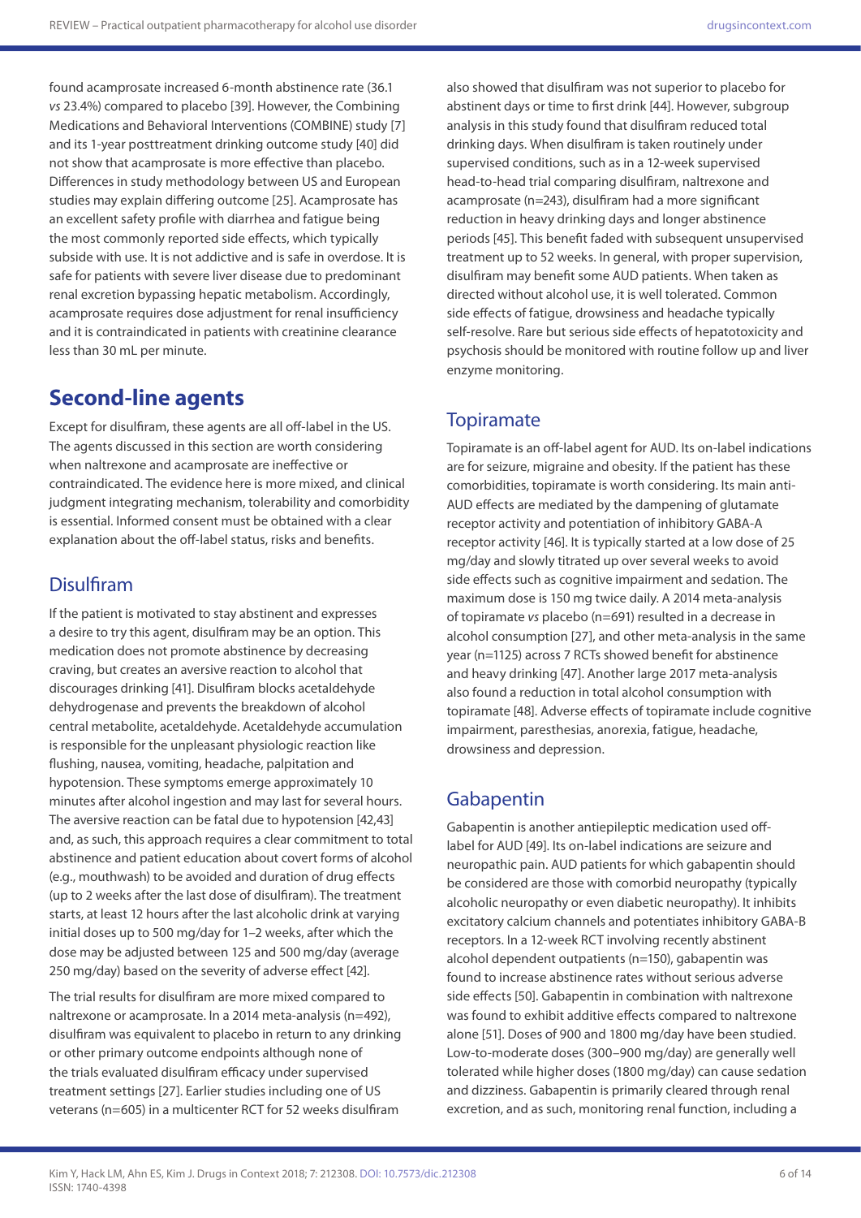found acamprosate increased 6-month abstinence rate (36.1 *vs* 23.4%) compared to placebo [39]. However, the Combining Medications and Behavioral Interventions (COMBINE) study [7] and its 1-year posttreatment drinking outcome study [40] did not show that acamprosate is more effective than placebo. Differences in study methodology between US and European studies may explain differing outcome [25]. Acamprosate has an excellent safety profile with diarrhea and fatigue being the most commonly reported side effects, which typically subside with use. It is not addictive and is safe in overdose. It is safe for patients with severe liver disease due to predominant renal excretion bypassing hepatic metabolism. Accordingly, acamprosate requires dose adjustment for renal insufficiency and it is contraindicated in patients with creatinine clearance less than 30 mL per minute.

## Second-line agents

Except for disulfiram, these agents are all off-label in the US. The agents discussed in this section are worth considering when naltrexone and acamprosate are ineffective or contraindicated. The evidence here is more mixed, and clinical judgment integrating mechanism, tolerability and comorbidity is essential. Informed consent must be obtained with a clear explanation about the off-label status, risks and benefits.

### Disulfiram

If the patient is motivated to stay abstinent and expresses a desire to try this agent, disulfiram may be an option. This medication does not promote abstinence by decreasing craving, but creates an aversive reaction to alcohol that discourages drinking [41]. Disulfiram blocks acetaldehyde dehydrogenase and prevents the breakdown of alcohol central metabolite, acetaldehyde. Acetaldehyde accumulation is responsible for the unpleasant physiologic reaction like flushing, nausea, vomiting, headache, palpitation and hypotension. These symptoms emerge approximately 10 minutes after alcohol ingestion and may last for several hours. The aversive reaction can be fatal due to hypotension [42,43] and, as such, this approach requires a clear commitment to total abstinence and patient education about covert forms of alcohol (e.g., mouthwash) to be avoided and duration of drug effects (up to 2 weeks after the last dose of disulfiram). The treatment starts, at least 12 hours after the last alcoholic drink at varying initial doses up to 500 mg/day for 1–2 weeks, after which the dose may be adjusted between 125 and 500 mg/day (average 250 mg/day) based on the severity of adverse effect [42].

The trial results for disulfiram are more mixed compared to naltrexone or acamprosate. In a 2014 meta-analysis (n=492), disulfiram was equivalent to placebo in return to any drinking or other primary outcome endpoints although none of the trials evaluated disulfiram efficacy under supervised treatment settings [27]. Earlier studies including one of US veterans (n=605) in a multicenter RCT for 52 weeks disulfiram also showed that disulfiram was not superior to placebo for abstinent days or time to first drink [44]. However, subgroup analysis in this study found that disulfiram reduced total drinking days. When disulfiram is taken routinely under supervised conditions, such as in a 12-week supervised head-to-head trial comparing disulfiram, naltrexone and acamprosate (n=243), disulfiram had a more significant reduction in heavy drinking days and longer abstinence periods [45]. This benefit faded with subsequent unsupervised treatment up to 52 weeks. In general, with proper supervision, disulfiram may benefit some AUD patients. When taken as directed without alcohol use, it is well tolerated. Common side effects of fatigue, drowsiness and headache typically self-resolve. Rare but serious side effects of hepatotoxicity and psychosis should be monitored with routine follow up and liver enzyme monitoring.

### Topiramate

Topiramate is an off-label agent for AUD. Its on-label indications are for seizure, migraine and obesity. If the patient has these comorbidities, topiramate is worth considering. Its main anti-AUD effects are mediated by the dampening of glutamate receptor activity and potentiation of inhibitory GABA-A receptor activity [46]. It is typically started at a low dose of 25 mg/day and slowly titrated up over several weeks to avoid side effects such as cognitive impairment and sedation. The maximum dose is 150 mg twice daily. A 2014 meta-analysis of topiramate *vs* placebo (n=691) resulted in a decrease in alcohol consumption [27], and other meta-analysis in the same year (n=1125) across 7 RCTs showed benefit for abstinence and heavy drinking [47]. Another large 2017 meta-analysis also found a reduction in total alcohol consumption with topiramate [48]. Adverse effects of topiramate include cognitive impairment, paresthesias, anorexia, fatigue, headache, drowsiness and depression.

### Gabapentin

Gabapentin is another antiepileptic medication used off-label for AUD [49]. Its on-label indications are seizure and neuropathic pain. AUD patients for which gabapentin should be considered are those with comorbid neuropathy (typically alcoholic neuropathy or even diabetic neuropathy). It inhibits excitatory calcium channels and potentiates inhibitory GABA-B receptors. In a 12-week RCT involving recently abstinent alcohol dependent outpatients (n=150), gabapentin was found to increase abstinence rates without serious adverse side effects [50]. Gabapentin in combination with naltrexone was found to exhibit additive effects compared to naltrexone alone [51]. Doses of 900 and 1800 mg/day have been studied. Low-to-moderate doses (300–900 mg/day) are generally well tolerated while higher doses (1800 mg/day) can cause sedation and dizziness. Gabapentin is primarily cleared through renal excretion, and as such, monitoring renal function, including a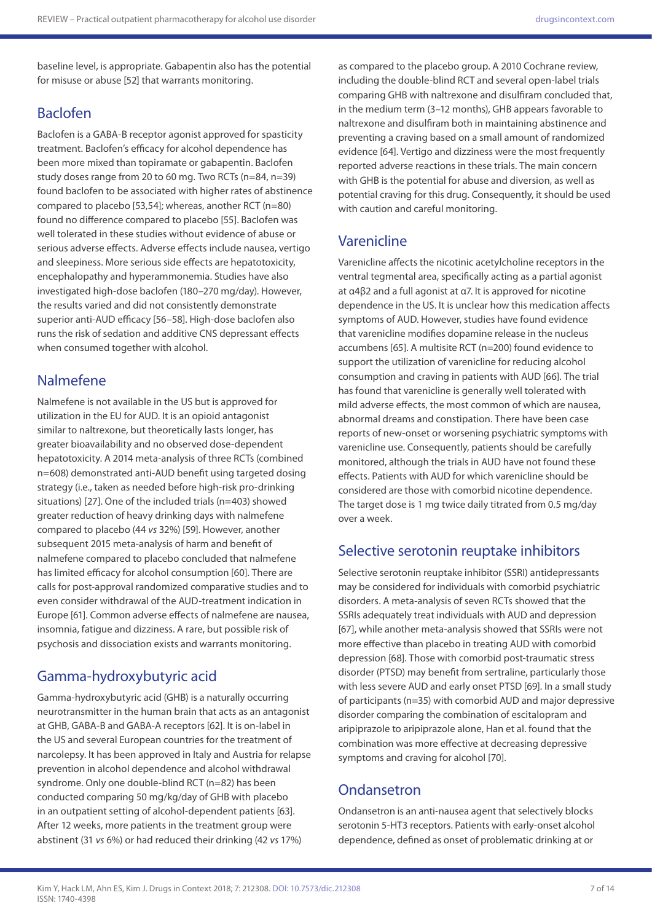baseline level, is appropriate. Gabapentin also has the potential for misuse or abuse [52] that warrants monitoring.

## Baclofen

Baclofen is a GABA-B receptor agonist approved for spasticity treatment. Baclofen's efficacy for alcohol dependence has been more mixed than topiramate or gabapentin. Baclofen study doses range from 20 to 60 mg. Two RCTs (n=84, n=39) found baclofen to be associated with higher rates of abstinence compared to placebo [53,54]; whereas, another RCT (n=80) found no difference compared to placebo [55]. Baclofen was well tolerated in these studies without evidence of abuse or serious adverse effects. Adverse effects include nausea, vertigo and sleepiness. More serious side effects are hepatotoxicity, encephalopathy and hyperammonemia. Studies have also investigated high-dose baclofen (180–270 mg/day). However, the results varied and did not consistently demonstrate superior anti-AUD efficacy [56–58]. High-dose baclofen also runs the risk of sedation and additive CNS depressant effects when consumed together with alcohol.

## Nalmefene

Nalmefene is not available in the US but is approved for utilization in the EU for AUD. It is an opioid antagonist similar to naltrexone, but theoretically lasts longer, has greater bioavailability and no observed dose-dependent hepatotoxicity. A 2014 meta-analysis of three RCTs (combined n=608) demonstrated anti-AUD benefit using targeted dosing strategy (i.e., taken as needed before high-risk pro-drinking situations) [27]. One of the included trials (n=403) showed greater reduction of heavy drinking days with nalmefene compared to placebo (44 *vs* 32%) [59]. However, another subsequent 2015 meta-analysis of harm and benefit of nalmefene compared to placebo concluded that nalmefene has limited efficacy for alcohol consumption [60]. There are calls for post-approval randomized comparative studies and to even consider withdrawal of the AUD-treatment indication in Europe [61]. Common adverse effects of nalmefene are nausea, insomnia, fatigue and dizziness. A rare, but possible risk of psychosis and dissociation exists and warrants monitoring.

## Gamma-hydroxybutyric acid

Gamma-hydroxybutyric acid (GHB) is a naturally occurring neurotransmitter in the human brain that acts as an antagonist at GHB, GABA-B and GABA-A receptors [62]. It is on-label in the US and several European countries for the treatment of narcolepsy. It has been approved in Italy and Austria for relapse prevention in alcohol dependence and alcohol withdrawal syndrome. Only one double-blind RCT (n=82) has been conducted comparing 50 mg/kg/day of GHB with placebo in an outpatient setting of alcohol-dependent patients [63]. After 12 weeks, more patients in the treatment group were abstinent (31 *vs* 6%) or had reduced their drinking (42 *vs* 17%) as compared to the placebo group. A 2010 Cochrane review, including the double-blind RCT and several open-label trials comparing GHB with naltrexone and disulfiram concluded that, in the medium term (3–12 months), GHB appears favorable to naltrexone and disulfiram both in maintaining abstinence and preventing a craving based on a small amount of randomized evidence [64]. Vertigo and dizziness were the most frequently reported adverse reactions in these trials. The main concern with GHB is the potential for abuse and diversion, as well as potential craving for this drug. Consequently, it should be used with caution and careful monitoring.

## Varenicline

Varenicline affects the nicotinic acetylcholine receptors in the ventral tegmental area, specifically acting as a partial agonist at α4β2 and a full agonist at α7. It is approved for nicotine dependence in the US. It is unclear how this medication affects symptoms of AUD. However, studies have found evidence that varenicline modifies dopamine release in the nucleus accumbens [65]. A multisite RCT (n=200) found evidence to support the utilization of varenicline for reducing alcohol consumption and craving in patients with AUD [66]. The trial has found that varenicline is generally well tolerated with mild adverse effects, the most common of which are nausea, abnormal dreams and constipation. There have been case reports of new-onset or worsening psychiatric symptoms with varenicline use. Consequently, patients should be carefully monitored, although the trials in AUD have not found these effects. Patients with AUD for which varenicline should be considered are those with comorbid nicotine dependence. The target dose is 1 mg twice daily titrated from 0.5 mg/day over a week.

## Selective serotonin reuptake inhibitors

Selective serotonin reuptake inhibitor (SSRI) antidepressants may be considered for individuals with comorbid psychiatric disorders. A meta-analysis of seven RCTs showed that the SSRIs adequately treat individuals with AUD and depression [67], while another meta-analysis showed that SSRIs were not more effective than placebo in treating AUD with comorbid depression [68]. Those with comorbid post-traumatic stress disorder (PTSD) may benefit from sertraline, particularly those with less severe AUD and early onset PTSD [69]. In a small study of participants (n=35) with comorbid AUD and major depressive disorder comparing the combination of escitalopram and aripiprazole to aripiprazole alone, Han et al. found that the combination was more effective at decreasing depressive symptoms and craving for alcohol [70].

## Ondansetron

Ondansetron is an anti-nausea agent that selectively blocks serotonin 5-HT3 receptors. Patients with early-onset alcohol dependence, defined as onset of problematic drinking at or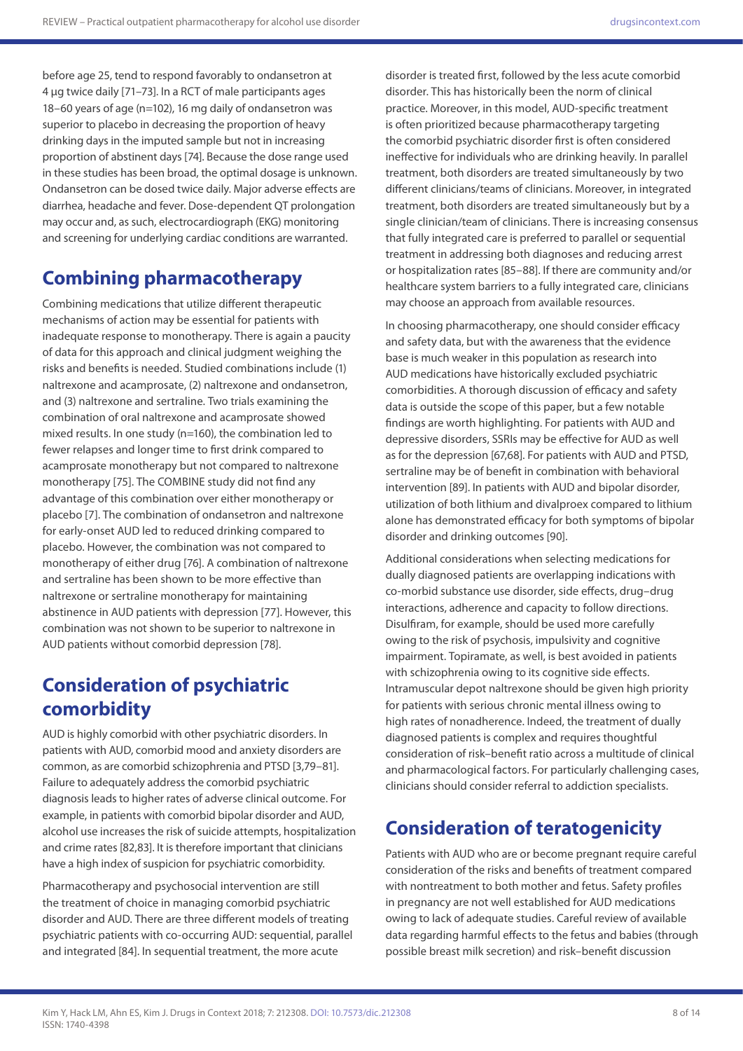before age 25, tend to respond favorably to ondansetron at 4 µg twice daily [71–73]. In a RCT of male participants ages 18–60 years of age (n=102), 16 mg daily of ondansetron was superior to placebo in decreasing the proportion of heavy drinking days in the imputed sample but not in increasing proportion of abstinent days [74]. Because the dose range used in these studies has been broad, the optimal dosage is unknown. Ondansetron can be dosed twice daily. Major adverse effects are diarrhea, headache and fever. Dose-dependent QT prolongation may occur and, as such, electrocardiograph (EKG) monitoring and screening for underlying cardiac conditions are warranted.

## Combining pharmacotherapy

Combining medications that utilize different therapeutic mechanisms of action may be essential for patients with inadequate response to monotherapy. There is again a paucity of data for this approach and clinical judgment weighing the risks and benefits is needed. Studied combinations include (1) naltrexone and acamprosate, (2) naltrexone and ondansetron, and (3) naltrexone and sertraline. Two trials examining the combination of oral naltrexone and acamprosate showed mixed results. In one study (n=160), the combination led to fewer relapses and longer time to first drink compared to acamprosate monotherapy but not compared to naltrexone monotherapy [75]. The COMBINE study did not find any advantage of this combination over either monotherapy or placebo [7]. The combination of ondansetron and naltrexone for early-onset AUD led to reduced drinking compared to placebo. However, the combination was not compared to monotherapy of either drug [76]. A combination of naltrexone and sertraline has been shown to be more effective than naltrexone or sertraline monotherapy for maintaining abstinence in AUD patients with depression [77]. However, this combination was not shown to be superior to naltrexone in AUD patients without comorbid depression [78].

## Consideration of psychiatric comorbidity

AUD is highly comorbid with other psychiatric disorders. In patients with AUD, comorbid mood and anxiety disorders are common, as are comorbid schizophrenia and PTSD [3,79–81]. Failure to adequately address the comorbid psychiatric diagnosis leads to higher rates of adverse clinical outcome. For example, in patients with comorbid bipolar disorder and AUD, alcohol use increases the risk of suicide attempts, hospitalization and crime rates [82,83]. It is therefore important that clinicians have a high index of suspicion for psychiatric comorbidity.

Pharmacotherapy and psychosocial intervention are still the treatment of choice in managing comorbid psychiatric disorder and AUD. There are three different models of treating psychiatric patients with co-occurring AUD: sequential, parallel and integrated [84]. In sequential treatment, the more acute disorder is treated first, followed by the less acute comorbid disorder. This has historically been the norm of clinical practice. Moreover, in this model, AUD-specific treatment is often prioritized because pharmacotherapy targeting the comorbid psychiatric disorder first is often considered ineffective for individuals who are drinking heavily. In parallel treatment, both disorders are treated simultaneously by two different clinicians/teams of clinicians. Moreover, in integrated treatment, both disorders are treated simultaneously but by a single clinician/team of clinicians. There is increasing consensus that fully integrated care is preferred to parallel or sequential treatment in addressing both diagnoses and reducing arrest or hospitalization rates [85–88]. If there are community and/or healthcare system barriers to a fully integrated care, clinicians may choose an approach from available resources.

In choosing pharmacotherapy, one should consider efficacy and safety data, but with the awareness that the evidence base is much weaker in this population as research into AUD medications have historically excluded psychiatric comorbidities. A thorough discussion of efficacy and safety data is outside the scope of this paper, but a few notable findings are worth highlighting. For patients with AUD and depressive disorders, SSRIs may be effective for AUD as well as for the depression [67,68]. For patients with AUD and PTSD, sertraline may be of benefit in combination with behavioral intervention [89]. In patients with AUD and bipolar disorder, utilization of both lithium and divalproex compared to lithium alone has demonstrated efficacy for both symptoms of bipolar disorder and drinking outcomes [90].

Additional considerations when selecting medications for dually diagnosed patients are overlapping indications with co-morbid substance use disorder, side effects, drug–drug interactions, adherence and capacity to follow directions. Disulfiram, for example, should be used more carefully owing to the risk of psychosis, impulsivity and cognitive impairment. Topiramate, as well, is best avoided in patients with schizophrenia owing to its cognitive side effects. Intramuscular depot naltrexone should be given high priority for patients with serious chronic mental illness owing to high rates of nonadherence. Indeed, the treatment of dually diagnosed patients is complex and requires thoughtful consideration of risk–benefit ratio across a multitude of clinical and pharmacological factors. For particularly challenging cases, clinicians should consider referral to addiction specialists.

## Consideration of teratogenicity

Patients with AUD who are or become pregnant require careful consideration of the risks and benefits of treatment compared with nontreatment to both mother and fetus. Safety profiles in pregnancy are not well established for AUD medications owing to lack of adequate studies. Careful review of available data regarding harmful effects to the fetus and babies (through possible breast milk secretion) and risk–benefit discussion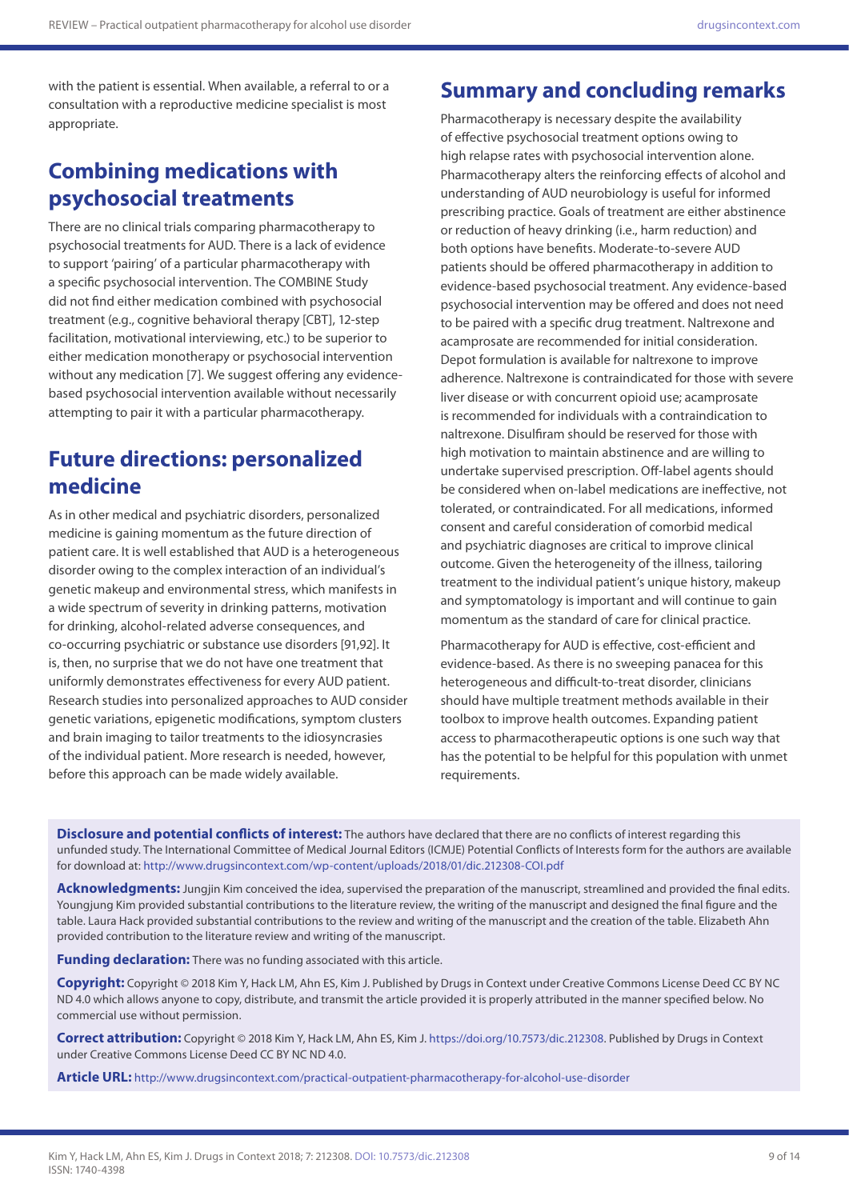with the patient is essential. When available, a referral to or a consultation with a reproductive medicine specialist is most appropriate.

## Combining medications with psychosocial treatments

There are no clinical trials comparing pharmacotherapy to psychosocial treatments for AUD. There is a lack of evidence to support 'pairing' of a particular pharmacotherapy with a specific psychosocial intervention. The COMBINE Study did not find either medication combined with psychosocial treatment (e.g., cognitive behavioral therapy [CBT], 12-step facilitation, motivational interviewing, etc.) to be superior to either medication monotherapy or psychosocial intervention without any medication [7]. We suggest offering any evidence-based psychosocial intervention available without necessarily attempting to pair it with a particular pharmacotherapy.

## Future directions: personalized medicine

As in other medical and psychiatric disorders, personalized medicine is gaining momentum as the future direction of patient care. It is well established that AUD is a heterogeneous disorder owing to the complex interaction of an individual's genetic makeup and environmental stress, which manifests in a wide spectrum of severity in drinking patterns, motivation for drinking, alcohol-related adverse consequences, and co-occurring psychiatric or substance use disorders [91,92]. It is, then, no surprise that we do not have one treatment that uniformly demonstrates effectiveness for every AUD patient. Research studies into personalized approaches to AUD consider genetic variations, epigenetic modifications, symptom clusters and brain imaging to tailor treatments to the idiosyncrasies of the individual patient. More research is needed, however, before this approach can be made widely available.

## Summary and concluding remarks

Pharmacotherapy is necessary despite the availability of effective psychosocial treatment options owing to high relapse rates with psychosocial intervention alone. Pharmacotherapy alters the reinforcing effects of alcohol and understanding of AUD neurobiology is useful for informed prescribing practice. Goals of treatment are either abstinence or reduction of heavy drinking (i.e., harm reduction) and both options have benefits. Moderate-to-severe AUD patients should be offered pharmacotherapy in addition to evidence-based psychosocial treatment. Any evidence-based psychosocial intervention may be offered and does not need to be paired with a specific drug treatment. Naltrexone and acamprosate are recommended for initial consideration. Depot formulation is available for naltrexone to improve adherence. Naltrexone is contraindicated for those with severe liver disease or with concurrent opioid use; acamprosate is recommended for individuals with a contraindication to naltrexone. Disulfiram should be reserved for those with high motivation to maintain abstinence and are willing to undertake supervised prescription. Off-label agents should be considered when on-label medications are ineffective, not tolerated, or contraindicated. For all medications, informed consent and careful consideration of comorbid medical and psychiatric diagnoses are critical to improve clinical outcome. Given the heterogeneity of the illness, tailoring treatment to the individual patient's unique history, makeup and symptomatology is important and will continue to gain momentum as the standard of care for clinical practice.

Pharmacotherapy for AUD is effective, cost-efficient and evidence-based. As there is no sweeping panacea for this heterogeneous and difficult-to-treat disorder, clinicians should have multiple treatment methods available in their toolbox to improve health outcomes. Expanding patient access to pharmacotherapeutic options is one such way that has the potential to be helpful for this population with unmet requirements.

**Disclosure and potential conflicts of interest:** The authors have declared that there are no conflicts of interest regarding this unfunded study. The International Committee of Medical Journal Editors (ICMJE) Potential Conflicts of Interests form for the authors are available for download at: http://www.drugsincontext.com/wp-content/uploads/2018/01/dic.212308-COI.pdf

**Acknowledgments:** Jungjin Kim conceived the idea, supervised the preparation of the manuscript, streamlined and provided the final edits. Youngjung Kim provided substantial contributions to the literature review, the writing of the manuscript and designed the final figure and the table. Laura Hack provided substantial contributions to the review and writing of the manuscript and the creation of the table. Elizabeth Ahn provided contribution to the literature review and writing of the manuscript.

**Funding declaration:** There was no funding associated with this article.

**Copyright:** Copyright © 2018 Kim Y, Hack LM, Ahn ES, Kim J. Published by Drugs in Context under Creative Commons License Deed CC BY NC ND 4.0 which allows anyone to copy, distribute, and transmit the article provided it is properly attributed in the manner specified below. No commercial use without permission.

**Correct attribution:** Copyright © 2018 Kim Y, Hack LM, Ahn ES, Kim J. https://doi.org/10.7573/dic.212308. Published by Drugs in Context under Creative Commons License Deed CC BY NC ND 4.0.

**Article URL:** http://www.drugsincontext.com/practical-outpatient-pharmacotherapy-for-alcohol-use-disorder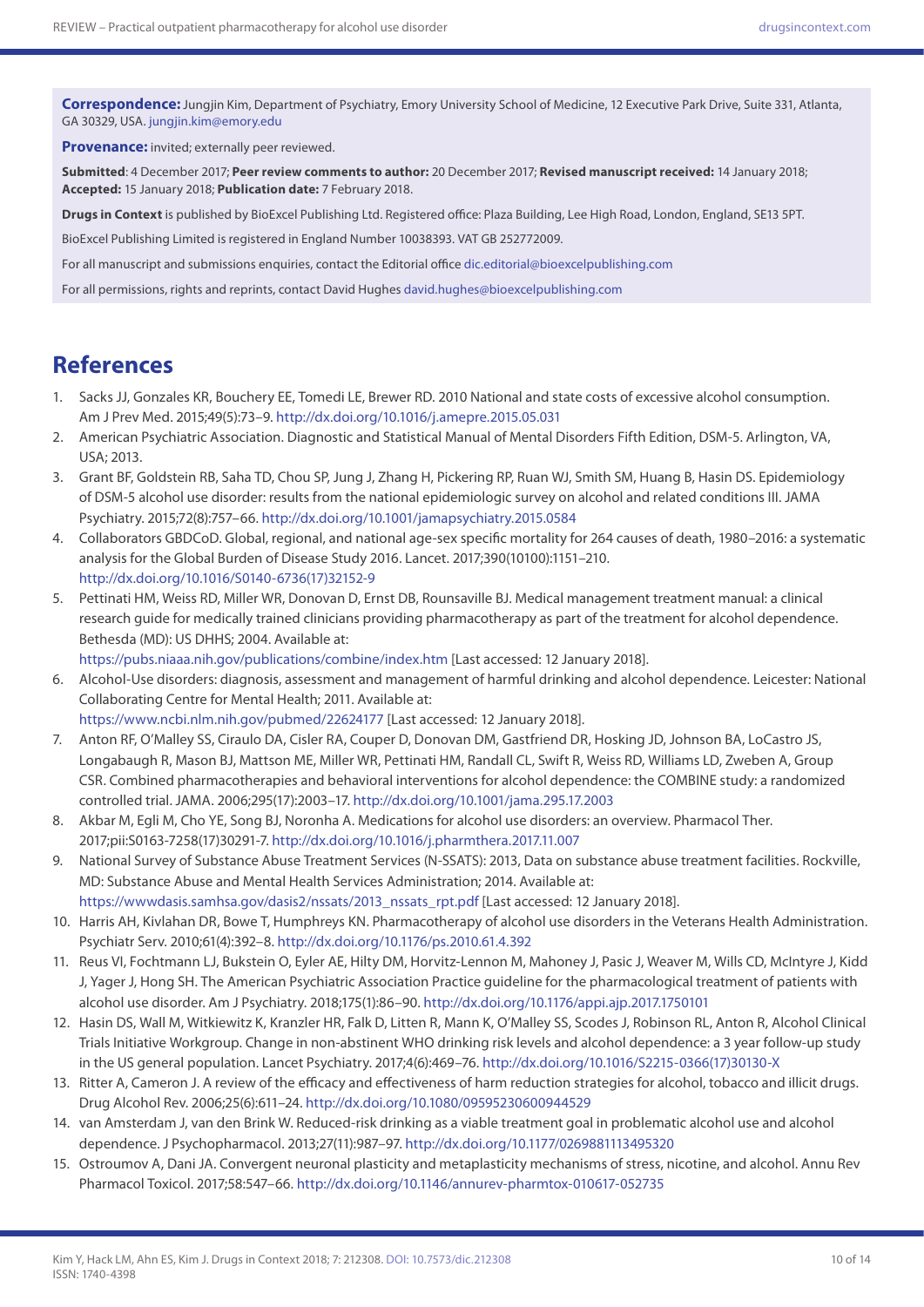**Correspondence:** Jungjin Kim, Department of Psychiatry, Emory University School of Medicine, 12 Executive Park Drive, Suite 331, Atlanta, GA 30329, USA. jungjin.kim@emory.edu

**Provenance:** invited; externally peer reviewed.

**Submitted**: 4 December 2017; **Peer review comments to author:** 20 December 2017; **Revised manuscript received:** 14 January 2018; **Accepted:** 15 January 2018; **Publication date:** 7 February 2018.

**Drugs in Context** is published by BioExcel Publishing Ltd. Registered office: Plaza Building, Lee High Road, London, England, SE13 5PT.

BioExcel Publishing Limited is registered in England Number 10038393. VAT GB 252772009.

For all manuscript and submissions enquiries, contact the Editorial office dic.editorial@bioexcelpublishing.com

For all permissions, rights and reprints, contact David Hughes david.hughes@bioexcelpublishing.com

# References

1. Sacks JJ, Gonzales KR, Bouchery EE, Tomedi LE, Brewer RD. 2010 National and state costs of excessive alcohol consumption. Am J Prev Med. 2015;49(5):73–9. http://dx.doi.org/10.1016/j.amepre.2015.05.031
2. American Psychiatric Association. Diagnostic and Statistical Manual of Mental Disorders Fifth Edition, DSM-5. Arlington, VA, USA; 2013.
3. Grant BF, Goldstein RB, Saha TD, Chou SP, Jung J, Zhang H, Pickering RP, Ruan WJ, Smith SM, Huang B, Hasin DS. Epidemiology of DSM-5 alcohol use disorder: results from the national epidemiologic survey on alcohol and related conditions III. JAMA Psychiatry. 2015;72(8):757–66. http://dx.doi.org/10.1001/jamapsychiatry.2015.0584
4. Collaborators GBDCoD. Global, regional, and national age-sex specific mortality for 264 causes of death, 1980–2016: a systematic analysis for the Global Burden of Disease Study 2016. Lancet. 2017;390(10100):1151–210. http://dx.doi.org/10.1016/S0140-6736(17)32152-9
5. Pettinati HM, Weiss RD, Miller WR, Donovan D, Ernst DB, Rounsaville BJ. Medical management treatment manual: a clinical research guide for medically trained clinicians providing pharmacotherapy as part of the treatment for alcohol dependence. Bethesda (MD): US DHHS; 2004. Available at: https://pubs.niaaa.nih.gov/publications/combine/index.htm [Last accessed: 12 January 2018].
6. Alcohol-Use disorders: diagnosis, assessment and management of harmful drinking and alcohol dependence. Leicester: National Collaborating Centre for Mental Health; 2011. Available at: https://www.ncbi.nlm.nih.gov/pubmed/22624177 [Last accessed: 12 January 2018].
7. Anton RF, O'Malley SS, Ciraulo DA, Cisler RA, Couper D, Donovan DM, Gastfriend DR, Hosking JD, Johnson BA, LoCastro JS, Longabaugh R, Mason BJ, Mattson ME, Miller WR, Pettinati HM, Randall CL, Swift R, Weiss RD, Williams LD, Zweben A, Group CSR. Combined pharmacotherapies and behavioral interventions for alcohol dependence: the COMBINE study: a randomized controlled trial. JAMA. 2006;295(17):2003–17. http://dx.doi.org/10.1001/jama.295.17.2003
8. Akbar M, Egli M, Cho YE, Song BJ, Noronha A. Medications for alcohol use disorders: an overview. Pharmacol Ther. 2017;pii:S0163-7258(17)30291-7. http://dx.doi.org/10.1016/j.pharmthera.2017.11.007
9. National Survey of Substance Abuse Treatment Services (N-SSATS): 2013, Data on substance abuse treatment facilities. Rockville, MD: Substance Abuse and Mental Health Services Administration; 2014. Available at: https://wwwdasis.samhsa.gov/dasis2/nssats/2013_nssats_rpt.pdf [Last accessed: 12 January 2018].
10. Harris AH, Kivlahan DR, Bowe T, Humphreys KN. Pharmacotherapy of alcohol use disorders in the Veterans Health Administration. Psychiatr Serv. 2010;61(4):392–8. http://dx.doi.org/10.1176/ps.2010.61.4.392
11. Reus VI, Fochtmann LJ, Bukstein O, Eyler AE, Hilty DM, Horvitz-Lennon M, Mahoney J, Pasic J, Weaver M, Wills CD, McIntyre J, Kidd J, Yager J, Hong SH. The American Psychiatric Association Practice guideline for the pharmacological treatment of patients with alcohol use disorder. Am J Psychiatry. 2018;175(1):86–90. http://dx.doi.org/10.1176/appi.ajp.2017.1750101
12. Hasin DS, Wall M, Witkiewitz K, Kranzler HR, Falk D, Litten R, Mann K, O'Malley SS, Scodes J, Robinson RL, Anton R, Alcohol Clinical Trials Initiative Workgroup. Change in non-abstinent WHO drinking risk levels and alcohol dependence: a 3 year follow-up study in the US general population. Lancet Psychiatry. 2017;4(6):469–76. http://dx.doi.org/10.1016/S2215-0366(17)30130-X
13. Ritter A, Cameron J. A review of the efficacy and effectiveness of harm reduction strategies for alcohol, tobacco and illicit drugs. Drug Alcohol Rev. 2006;25(6):611–24. http://dx.doi.org/10.1080/09595230600944529
14. van Amsterdam J, van den Brink W. Reduced-risk drinking as a viable treatment goal in problematic alcohol use and alcohol dependence. J Psychopharmacol. 2013;27(11):987–97. http://dx.doi.org/10.1177/0269881113495320
15. Ostroumov A, Dani JA. Convergent neuronal plasticity and metaplasticity mechanisms of stress, nicotine, and alcohol. Annu Rev Pharmacol Toxicol. 2017;58:547–66. http://dx.doi.org/10.1146/annurev-pharmtox-010617-052735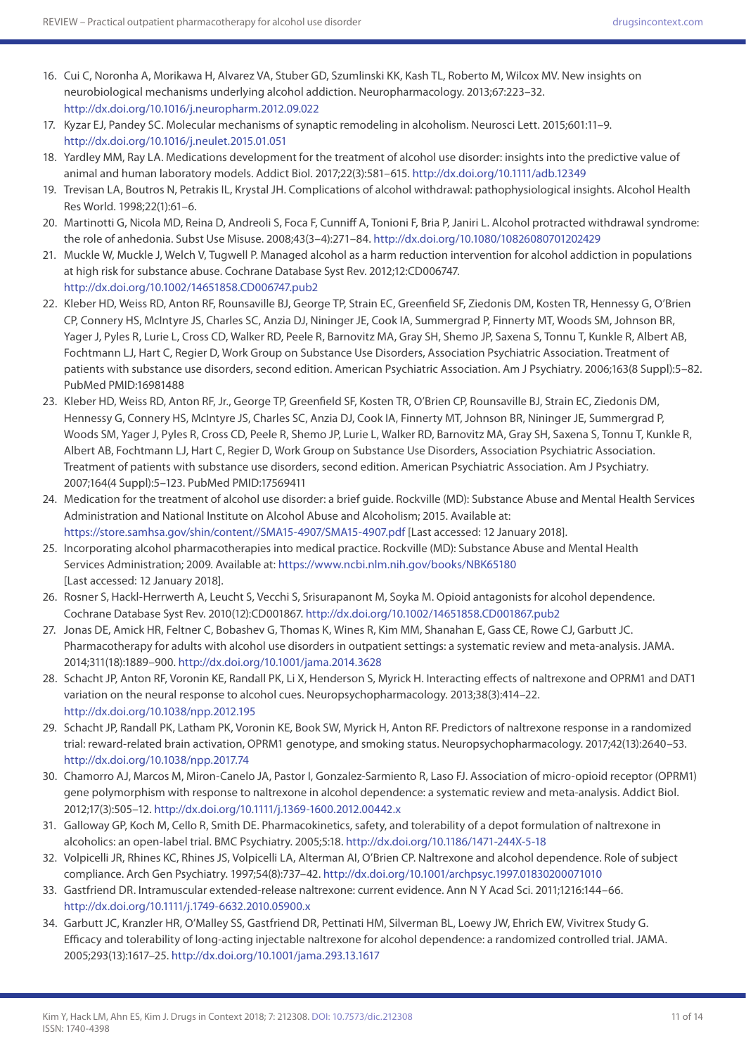16. Cui C, Noronha A, Morikawa H, Alvarez VA, Stuber GD, Szumlinski KK, Kash TL, Roberto M, Wilcox MV. New insights on neurobiological mechanisms underlying alcohol addiction. Neuropharmacology. 2013;67:223–32. http://dx.doi.org/10.1016/j.neuropharm.2012.09.022
17. Kyzar EJ, Pandey SC. Molecular mechanisms of synaptic remodeling in alcoholism. Neurosci Lett. 2015;601:11–9. http://dx.doi.org/10.1016/j.neulet.2015.01.051
18. Yardley MM, Ray LA. Medications development for the treatment of alcohol use disorder: insights into the predictive value of animal and human laboratory models. Addict Biol. 2017;22(3):581–615. http://dx.doi.org/10.1111/adb.12349
19. Trevisan LA, Boutros N, Petrakis IL, Krystal JH. Complications of alcohol withdrawal: pathophysiological insights. Alcohol Health Res World. 1998;22(1):61–6.
20. Martinotti G, Nicola MD, Reina D, Andreoli S, Foca F, Cunniff A, Tonioni F, Bria P, Janiri L. Alcohol protracted withdrawal syndrome: the role of anhedonia. Subst Use Misuse. 2008;43(3–4):271–84. http://dx.doi.org/10.1080/10826080701202429
21. Muckle W, Muckle J, Welch V, Tugwell P. Managed alcohol as a harm reduction intervention for alcohol addiction in populations at high risk for substance abuse. Cochrane Database Syst Rev. 2012;12:CD006747. http://dx.doi.org/10.1002/14651858.CD006747.pub2
22. Kleber HD, Weiss RD, Anton RF, Rounsaville BJ, George TP, Strain EC, Greenfield SF, Ziedonis DM, Kosten TR, Hennessy G, O'Brien CP, Connery HS, McIntyre JS, Charles SC, Anzia DJ, Nininger JE, Cook IA, Summergrad P, Finnerty MT, Woods SM, Johnson BR, Yager J, Pyles R, Lurie L, Cross CD, Walker RD, Peele R, Barnovitz MA, Gray SH, Shemo JP, Saxena S, Tonnu T, Kunkle R, Albert AB, Fochtmann LJ, Hart C, Regier D, Work Group on Substance Use Disorders, Association Psychiatric Association. Treatment of patients with substance use disorders, second edition. American Psychiatric Association. Am J Psychiatry. 2006;163(8 Suppl):5–82. PubMed PMID:16981488
23. Kleber HD, Weiss RD, Anton RF, Jr., George TP, Greenfield SF, Kosten TR, O'Brien CP, Rounsaville BJ, Strain EC, Ziedonis DM, Hennessy G, Connery HS, McIntyre JS, Charles SC, Anzia DJ, Cook IA, Finnerty MT, Johnson BR, Nininger JE, Summergrad P, Woods SM, Yager J, Pyles R, Cross CD, Peele R, Shemo JP, Lurie L, Walker RD, Barnovitz MA, Gray SH, Saxena S, Tonnu T, Kunkle R, Albert AB, Fochtmann LJ, Hart C, Regier D, Work Group on Substance Use Disorders, Association Psychiatric Association. Treatment of patients with substance use disorders, second edition. American Psychiatric Association. Am J Psychiatry. 2007;164(4 Suppl):5–123. PubMed PMID:17569411
24. Medication for the treatment of alcohol use disorder: a brief guide. Rockville (MD): Substance Abuse and Mental Health Services Administration and National Institute on Alcohol Abuse and Alcoholism; 2015. Available at: https://store.samhsa.gov/shin/content//SMA15-4907/SMA15-4907.pdf [Last accessed: 12 January 2018].
25. Incorporating alcohol pharmacotherapies into medical practice. Rockville (MD): Substance Abuse and Mental Health Services Administration; 2009. Available at: https://www.ncbi.nlm.nih.gov/books/NBK65180 [Last accessed: 12 January 2018].
26. Rosner S, Hackl-Herrwerth A, Leucht S, Vecchi S, Srisurapanont M, Soyka M. Opioid antagonists for alcohol dependence. Cochrane Database Syst Rev. 2010(12):CD001867. http://dx.doi.org/10.1002/14651858.CD001867.pub2
27. Jonas DE, Amick HR, Feltner C, Bobashev G, Thomas K, Wines R, Kim MM, Shanahan E, Gass CE, Rowe CJ, Garbutt JC. Pharmacotherapy for adults with alcohol use disorders in outpatient settings: a systematic review and meta-analysis. JAMA. 2014;311(18):1889–900. http://dx.doi.org/10.1001/jama.2014.3628
28. Schacht JP, Anton RF, Voronin KE, Randall PK, Li X, Henderson S, Myrick H. Interacting effects of naltrexone and OPRM1 and DAT1 variation on the neural response to alcohol cues. Neuropsychopharmacology. 2013;38(3):414–22. http://dx.doi.org/10.1038/npp.2012.195
29. Schacht JP, Randall PK, Latham PK, Voronin KE, Book SW, Myrick H, Anton RF. Predictors of naltrexone response in a randomized trial: reward-related brain activation, OPRM1 genotype, and smoking status. Neuropsychopharmacology. 2017;42(13):2640–53. http://dx.doi.org/10.1038/npp.2017.74
30. Chamorro AJ, Marcos M, Miron-Canelo JA, Pastor I, Gonzalez-Sarmiento R, Laso FJ. Association of micro-opioid receptor (OPRM1) gene polymorphism with response to naltrexone in alcohol dependence: a systematic review and meta-analysis. Addict Biol. 2012;17(3):505–12. http://dx.doi.org/10.1111/j.1369-1600.2012.00442.x
31. Galloway GP, Koch M, Cello R, Smith DE. Pharmacokinetics, safety, and tolerability of a depot formulation of naltrexone in alcoholics: an open-label trial. BMC Psychiatry. 2005;5:18. http://dx.doi.org/10.1186/1471-244X-5-18
32. Volpicelli JR, Rhines KC, Rhines JS, Volpicelli LA, Alterman AI, O'Brien CP. Naltrexone and alcohol dependence. Role of subject compliance. Arch Gen Psychiatry. 1997;54(8):737–42. http://dx.doi.org/10.1001/archpsyc.1997.01830200071010
33. Gastfriend DR. Intramuscular extended-release naltrexone: current evidence. Ann N Y Acad Sci. 2011;1216:144–66. http://dx.doi.org/10.1111/j.1749-6632.2010.05900.x
34. Garbutt JC, Kranzler HR, O'Malley SS, Gastfriend DR, Pettinati HM, Silverman BL, Loewy JW, Ehrich EW, Vivitrex Study G. Efficacy and tolerability of long-acting injectable naltrexone for alcohol dependence: a randomized controlled trial. JAMA. 2005;293(13):1617–25. http://dx.doi.org/10.1001/jama.293.13.1617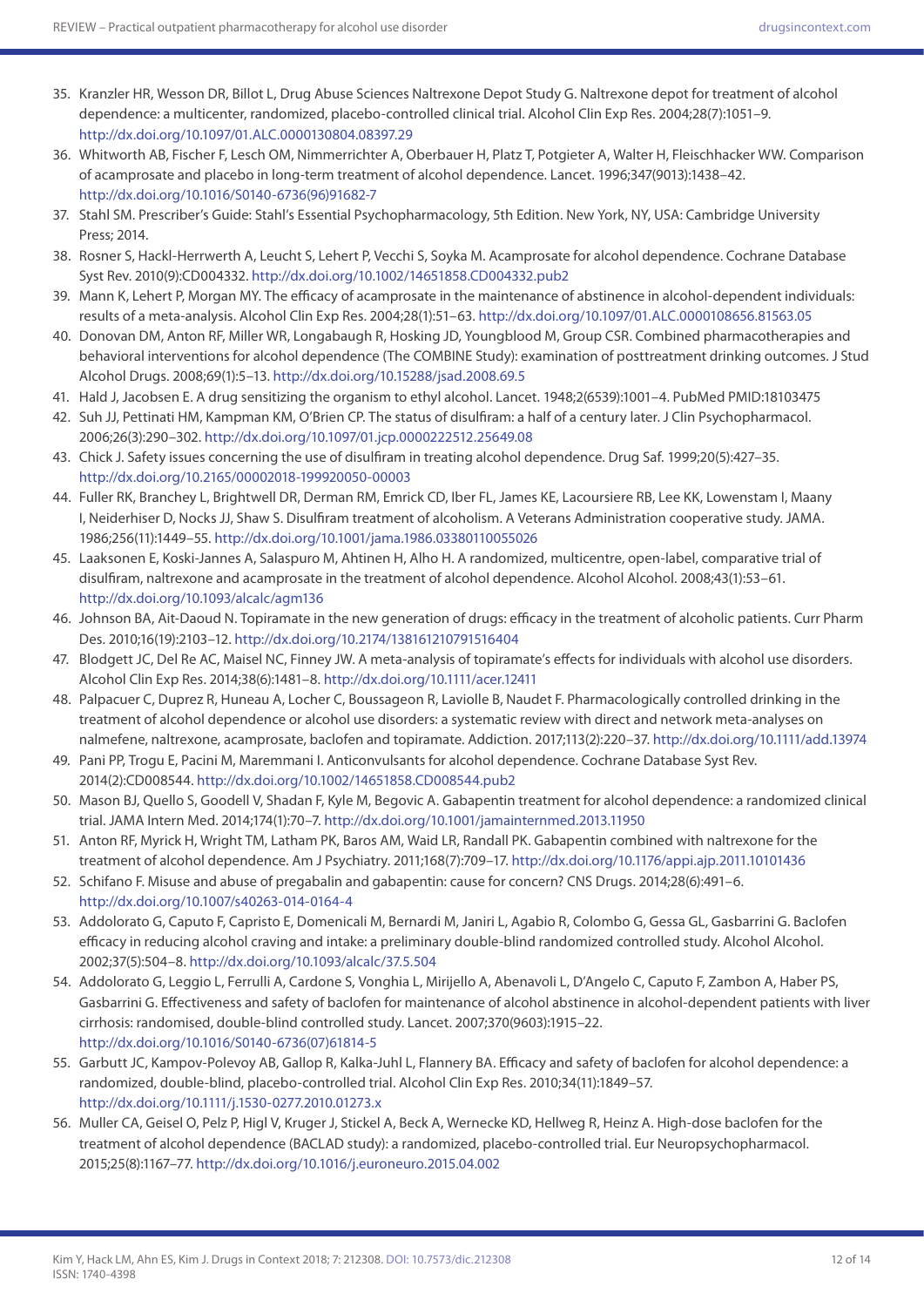35. Kranzler HR, Wesson DR, Billot L, Drug Abuse Sciences Naltrexone Depot Study G. Naltrexone depot for treatment of alcohol dependence: a multicenter, randomized, placebo-controlled clinical trial. Alcohol Clin Exp Res. 2004;28(7):1051–9. http://dx.doi.org/10.1097/01.ALC.0000130804.08397.29
36. Whitworth AB, Fischer F, Lesch OM, Nimmerrichter A, Oberbauer H, Platz T, Potgieter A, Walter H, Fleischhacker WW. Comparison of acamprosate and placebo in long-term treatment of alcohol dependence. Lancet. 1996;347(9013):1438–42. http://dx.doi.org/10.1016/S0140-6736(96)91682-7
37. Stahl SM. Prescriber's Guide: Stahl's Essential Psychopharmacology, 5th Edition. New York, NY, USA: Cambridge University Press; 2014.
38. Rosner S, Hackl-Herrwerth A, Leucht S, Lehert P, Vecchi S, Soyka M. Acamprosate for alcohol dependence. Cochrane Database Syst Rev. 2010(9):CD004332. http://dx.doi.org/10.1002/14651858.CD004332.pub2
39. Mann K, Lehert P, Morgan MY. The efficacy of acamprosate in the maintenance of abstinence in alcohol-dependent individuals: results of a meta-analysis. Alcohol Clin Exp Res. 2004;28(1):51–63. http://dx.doi.org/10.1097/01.ALC.0000108656.81563.05
40. Donovan DM, Anton RF, Miller WR, Longabaugh R, Hosking JD, Youngblood M, Group CSR. Combined pharmacotherapies and behavioral interventions for alcohol dependence (The COMBINE Study): examination of posttreatment drinking outcomes. J Stud Alcohol Drugs. 2008;69(1):5–13. http://dx.doi.org/10.15288/jsad.2008.69.5
41. Hald J, Jacobsen E. A drug sensitizing the organism to ethyl alcohol. Lancet. 1948;2(6539):1001–4. PubMed PMID:18103475
42. Suh JJ, Pettinati HM, Kampman KM, O'Brien CP. The status of disulfiram: a half of a century later. J Clin Psychopharmacol. 2006;26(3):290–302. http://dx.doi.org/10.1097/01.jcp.0000222512.25649.08
43. Chick J. Safety issues concerning the use of disulfiram in treating alcohol dependence. Drug Saf. 1999;20(5):427–35. http://dx.doi.org/10.2165/00002018-199920050-00003
44. Fuller RK, Branchey L, Brightwell DR, Derman RM, Emrick CD, Iber FL, James KE, Lacoursiere RB, Lee KK, Lowenstam I, Maany I, Neiderhiser D, Nocks JJ, Shaw S. Disulfiram treatment of alcoholism. A Veterans Administration cooperative study. JAMA. 1986;256(11):1449–55. http://dx.doi.org/10.1001/jama.1986.03380110055026
45. Laaksonen E, Koski-Jannes A, Salaspuro M, Ahtinen H, Alho H. A randomized, multicentre, open-label, comparative trial of disulfiram, naltrexone and acamprosate in the treatment of alcohol dependence. Alcohol Alcohol. 2008;43(1):53–61. http://dx.doi.org/10.1093/alcalc/agm136
46. Johnson BA, Ait-Daoud N. Topiramate in the new generation of drugs: efficacy in the treatment of alcoholic patients. Curr Pharm Des. 2010;16(19):2103–12. http://dx.doi.org/10.2174/138161210791516404
47. Blodgett JC, Del Re AC, Maisel NC, Finney JW. A meta-analysis of topiramate's effects for individuals with alcohol use disorders. Alcohol Clin Exp Res. 2014;38(6):1481–8. http://dx.doi.org/10.1111/acer.12411
48. Palpacuer C, Duprez R, Huneau A, Locher C, Boussageon R, Laviolle B, Naudet F. Pharmacologically controlled drinking in the treatment of alcohol dependence or alcohol use disorders: a systematic review with direct and network meta-analyses on nalmefene, naltrexone, acamprosate, baclofen and topiramate. Addiction. 2017;113(2):220–37. http://dx.doi.org/10.1111/add.13974
49. Pani PP, Trogu E, Pacini M, Maremmani I. Anticonvulsants for alcohol dependence. Cochrane Database Syst Rev. 2014(2):CD008544. http://dx.doi.org/10.1002/14651858.CD008544.pub2
50. Mason BJ, Quello S, Goodell V, Shadan F, Kyle M, Begovic A. Gabapentin treatment for alcohol dependence: a randomized clinical trial. JAMA Intern Med. 2014;174(1):70–7. http://dx.doi.org/10.1001/jamainternmed.2013.11950
51. Anton RF, Myrick H, Wright TM, Latham PK, Baros AM, Waid LR, Randall PK. Gabapentin combined with naltrexone for the treatment of alcohol dependence. Am J Psychiatry. 2011;168(7):709–17. http://dx.doi.org/10.1176/appi.ajp.2011.10101436
52. Schifano F. Misuse and abuse of pregabalin and gabapentin: cause for concern? CNS Drugs. 2014;28(6):491–6. http://dx.doi.org/10.1007/s40263-014-0164-4
53. Addolorato G, Caputo F, Capristo E, Domenicali M, Bernardi M, Janiri L, Agabio R, Colombo G, Gessa GL, Gasbarrini G. Baclofen efficacy in reducing alcohol craving and intake: a preliminary double-blind randomized controlled study. Alcohol Alcohol. 2002;37(5):504–8. http://dx.doi.org/10.1093/alcalc/37.5.504
54. Addolorato G, Leggio L, Ferrulli A, Cardone S, Vonghia L, Mirijello A, Abenavoli L, D'Angelo C, Caputo F, Zambon A, Haber PS, Gasbarrini G. Effectiveness and safety of baclofen for maintenance of alcohol abstinence in alcohol-dependent patients with liver cirrhosis: randomised, double-blind controlled study. Lancet. 2007;370(9603):1915–22. http://dx.doi.org/10.1016/S0140-6736(07)61814-5
55. Garbutt JC, Kampov-Polevoy AB, Gallop R, Kalka-Juhl L, Flannery BA. Efficacy and safety of baclofen for alcohol dependence: a randomized, double-blind, placebo-controlled trial. Alcohol Clin Exp Res. 2010;34(11):1849–57. http://dx.doi.org/10.1111/j.1530-0277.2010.01273.x
56. Muller CA, Geisel O, Pelz P, Higl V, Kruger J, Stickel A, Beck A, Wernecke KD, Hellweg R, Heinz A. High-dose baclofen for the treatment of alcohol dependence (BACLAD study): a randomized, placebo-controlled trial. Eur Neuropsychopharmacol. 2015;25(8):1167–77. http://dx.doi.org/10.1016/j.euroneuro.2015.04.002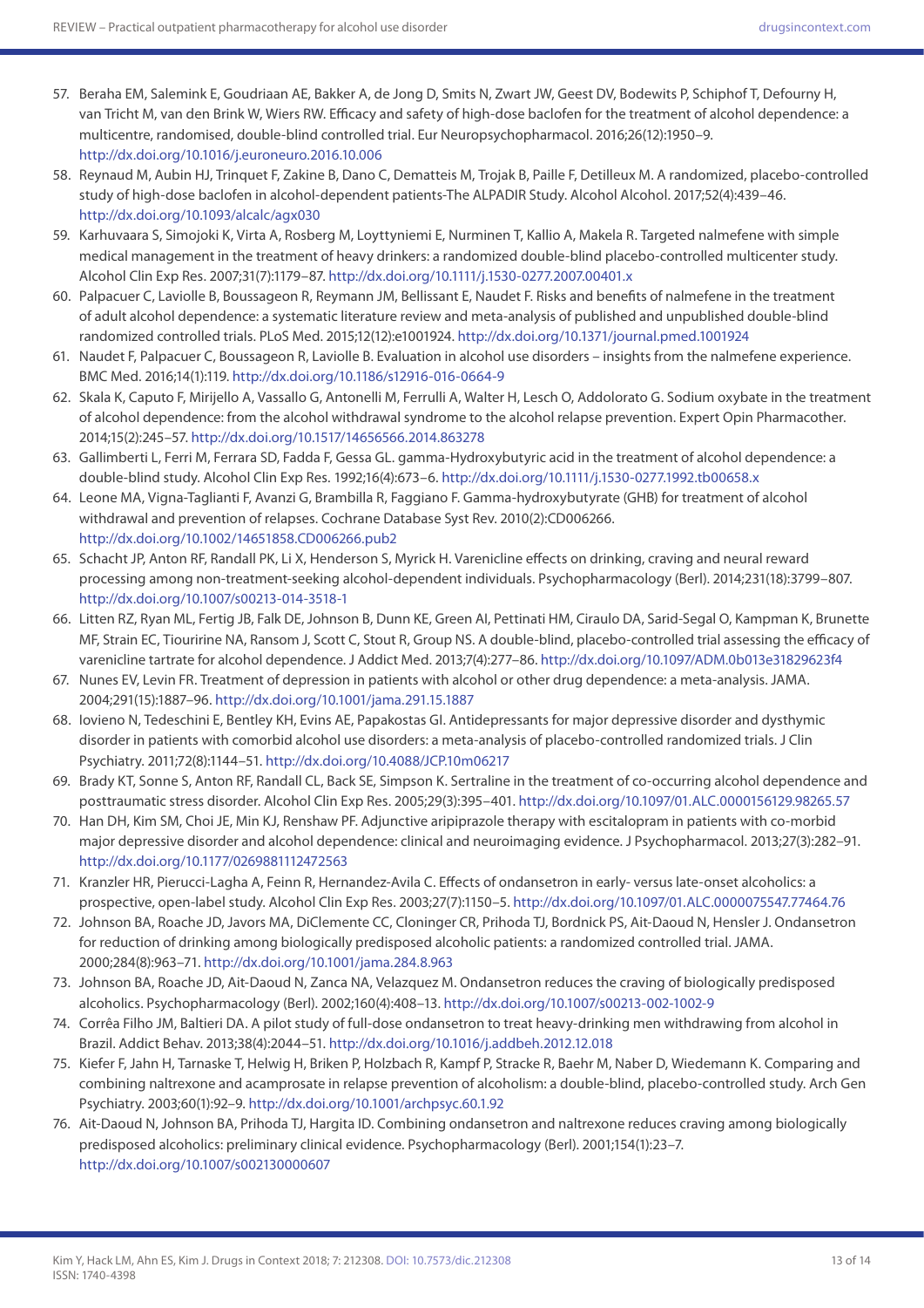57. Beraha EM, Salemink E, Goudriaan AE, Bakker A, de Jong D, Smits N, Zwart JW, Geest DV, Bodewits P, Schiphof T, Defourny H, van Tricht M, van den Brink W, Wiers RW. Efficacy and safety of high-dose baclofen for the treatment of alcohol dependence: a multicentre, randomised, double-blind controlled trial. Eur Neuropsychopharmacol. 2016;26(12):1950–9. http://dx.doi.org/10.1016/j.euroneuro.2016.10.006
58. Reynaud M, Aubin HJ, Trinquet F, Zakine B, Dano C, Dematteis M, Trojak B, Paille F, Detilleux M. A randomized, placebo-controlled study of high-dose baclofen in alcohol-dependent patients-The ALPADIR Study. Alcohol Alcohol. 2017;52(4):439–46. http://dx.doi.org/10.1093/alcalc/agx030
59. Karhuvaara S, Simojoki K, Virta A, Rosberg M, Loyttyniemi E, Nurminen T, Kallio A, Makela R. Targeted nalmefene with simple medical management in the treatment of heavy drinkers: a randomized double-blind placebo-controlled multicenter study. Alcohol Clin Exp Res. 2007;31(7):1179–87. http://dx.doi.org/10.1111/j.1530-0277.2007.00401.x
60. Palpacuer C, Laviolle B, Boussageon R, Reymann JM, Bellissant E, Naudet F. Risks and benefits of nalmefene in the treatment of adult alcohol dependence: a systematic literature review and meta-analysis of published and unpublished double-blind randomized controlled trials. PLoS Med. 2015;12(12):e1001924. http://dx.doi.org/10.1371/journal.pmed.1001924
61. Naudet F, Palpacuer C, Boussageon R, Laviolle B. Evaluation in alcohol use disorders – insights from the nalmefene experience. BMC Med. 2016;14(1):119. http://dx.doi.org/10.1186/s12916-016-0664-9
62. Skala K, Caputo F, Mirijello A, Vassallo G, Antonelli M, Ferrulli A, Walter H, Lesch O, Addolorato G. Sodium oxybate in the treatment of alcohol dependence: from the alcohol withdrawal syndrome to the alcohol relapse prevention. Expert Opin Pharmacother. 2014;15(2):245–57. http://dx.doi.org/10.1517/14656566.2014.863278
63. Gallimberti L, Ferri M, Ferrara SD, Fadda F, Gessa GL. gamma-Hydroxybutyric acid in the treatment of alcohol dependence: a double-blind study. Alcohol Clin Exp Res. 1992;16(4):673–6. http://dx.doi.org/10.1111/j.1530-0277.1992.tb00658.x
64. Leone MA, Vigna-Taglianti F, Avanzi G, Brambilla R, Faggiano F. Gamma-hydroxybutyrate (GHB) for treatment of alcohol withdrawal and prevention of relapses. Cochrane Database Syst Rev. 2010(2):CD006266. http://dx.doi.org/10.1002/14651858.CD006266.pub2
65. Schacht JP, Anton RF, Randall PK, Li X, Henderson S, Myrick H. Varenicline effects on drinking, craving and neural reward processing among non-treatment-seeking alcohol-dependent individuals. Psychopharmacology (Berl). 2014;231(18):3799–807. http://dx.doi.org/10.1007/s00213-014-3518-1
66. Litten RZ, Ryan ML, Fertig JB, Falk DE, Johnson B, Dunn KE, Green AI, Pettinati HM, Ciraulo DA, Sarid-Segal O, Kampman K, Brunette MF, Strain EC, Tiouririne NA, Ransom J, Scott C, Stout R, Group NS. A double-blind, placebo-controlled trial assessing the efficacy of varenicline tartrate for alcohol dependence. J Addict Med. 2013;7(4):277–86. http://dx.doi.org/10.1097/ADM.0b013e31829623f4
67. Nunes EV, Levin FR. Treatment of depression in patients with alcohol or other drug dependence: a meta-analysis. JAMA. 2004;291(15):1887–96. http://dx.doi.org/10.1001/jama.291.15.1887
68. Iovieno N, Tedeschini E, Bentley KH, Evins AE, Papakostas GI. Antidepressants for major depressive disorder and dysthymic disorder in patients with comorbid alcohol use disorders: a meta-analysis of placebo-controlled randomized trials. J Clin Psychiatry. 2011;72(8):1144–51. http://dx.doi.org/10.4088/JCP.10m06217
69. Brady KT, Sonne S, Anton RF, Randall CL, Back SE, Simpson K. Sertraline in the treatment of co-occurring alcohol dependence and posttraumatic stress disorder. Alcohol Clin Exp Res. 2005;29(3):395–401. http://dx.doi.org/10.1097/01.ALC.0000156129.98265.57
70. Han DH, Kim SM, Choi JE, Min KJ, Renshaw PF. Adjunctive aripiprazole therapy with escitalopram in patients with co-morbid major depressive disorder and alcohol dependence: clinical and neuroimaging evidence. J Psychopharmacol. 2013;27(3):282–91. http://dx.doi.org/10.1177/0269881112472563
71. Kranzler HR, Pierucci-Lagha A, Feinn R, Hernandez-Avila C. Effects of ondansetron in early- versus late-onset alcoholics: a prospective, open-label study. Alcohol Clin Exp Res. 2003;27(7):1150–5. http://dx.doi.org/10.1097/01.ALC.0000075547.77464.76
72. Johnson BA, Roache JD, Javors MA, DiClemente CC, Cloninger CR, Prihoda TJ, Bordnick PS, Ait-Daoud N, Hensler J. Ondansetron for reduction of drinking among biologically predisposed alcoholic patients: a randomized controlled trial. JAMA. 2000;284(8):963–71. http://dx.doi.org/10.1001/jama.284.8.963
73. Johnson BA, Roache JD, Ait-Daoud N, Zanca NA, Velazquez M. Ondansetron reduces the craving of biologically predisposed alcoholics. Psychopharmacology (Berl). 2002;160(4):408–13. http://dx.doi.org/10.1007/s00213-002-1002-9
74. Corrêa Filho JM, Baltieri DA. A pilot study of full-dose ondansetron to treat heavy-drinking men withdrawing from alcohol in Brazil. Addict Behav. 2013;38(4):2044–51. http://dx.doi.org/10.1016/j.addbeh.2012.12.018
75. Kiefer F, Jahn H, Tarnaske T, Helwig H, Briken P, Holzbach R, Kampf P, Stracke R, Baehr M, Naber D, Wiedemann K. Comparing and combining naltrexone and acamprosate in relapse prevention of alcoholism: a double-blind, placebo-controlled study. Arch Gen Psychiatry. 2003;60(1):92–9. http://dx.doi.org/10.1001/archpsyc.60.1.92
76. Ait-Daoud N, Johnson BA, Prihoda TJ, Hargita ID. Combining ondansetron and naltrexone reduces craving among biologically predisposed alcoholics: preliminary clinical evidence. Psychopharmacology (Berl). 2001;154(1):23–7. http://dx.doi.org/10.1007/s002130000607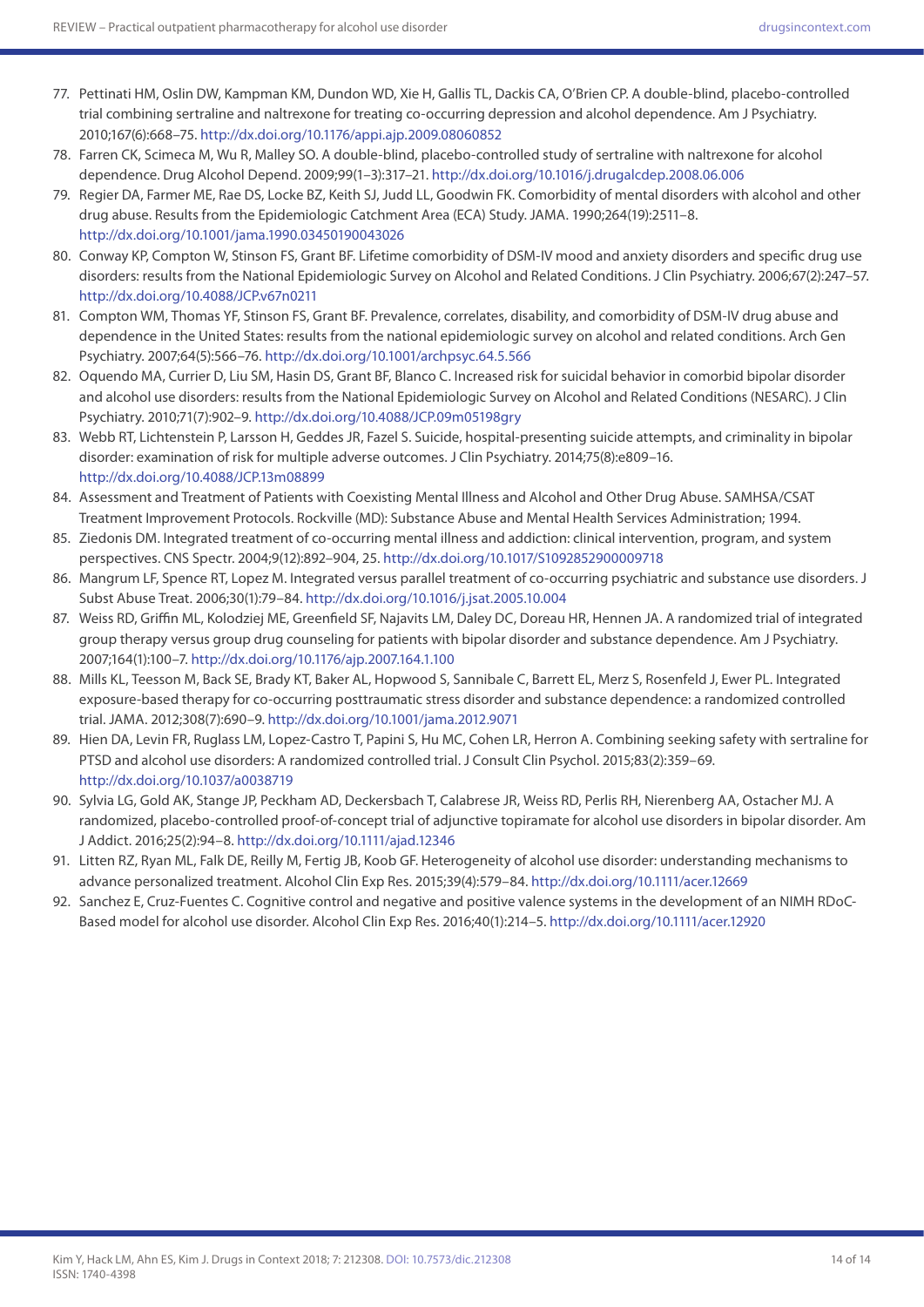77. Pettinati HM, Oslin DW, Kampman KM, Dundon WD, Xie H, Gallis TL, Dackis CA, O'Brien CP. A double-blind, placebo-controlled trial combining sertraline and naltrexone for treating co-occurring depression and alcohol dependence. Am J Psychiatry. 2010;167(6):668–75. http://dx.doi.org/10.1176/appi.ajp.2009.08060852
78. Farren CK, Scimeca M, Wu R, Malley SO. A double-blind, placebo-controlled study of sertraline with naltrexone for alcohol dependence. Drug Alcohol Depend. 2009;99(1–3):317–21. http://dx.doi.org/10.1016/j.drugalcdep.2008.06.006
79. Regier DA, Farmer ME, Rae DS, Locke BZ, Keith SJ, Judd LL, Goodwin FK. Comorbidity of mental disorders with alcohol and other drug abuse. Results from the Epidemiologic Catchment Area (ECA) Study. JAMA. 1990;264(19):2511–8. http://dx.doi.org/10.1001/jama.1990.03450190043026
80. Conway KP, Compton W, Stinson FS, Grant BF. Lifetime comorbidity of DSM-IV mood and anxiety disorders and specific drug use disorders: results from the National Epidemiologic Survey on Alcohol and Related Conditions. J Clin Psychiatry. 2006;67(2):247–57. http://dx.doi.org/10.4088/JCP.v67n0211
81. Compton WM, Thomas YF, Stinson FS, Grant BF. Prevalence, correlates, disability, and comorbidity of DSM-IV drug abuse and dependence in the United States: results from the national epidemiologic survey on alcohol and related conditions. Arch Gen Psychiatry. 2007;64(5):566–76. http://dx.doi.org/10.1001/archpsyc.64.5.566
82. Oquendo MA, Currier D, Liu SM, Hasin DS, Grant BF, Blanco C. Increased risk for suicidal behavior in comorbid bipolar disorder and alcohol use disorders: results from the National Epidemiologic Survey on Alcohol and Related Conditions (NESARC). J Clin Psychiatry. 2010;71(7):902–9. http://dx.doi.org/10.4088/JCP.09m05198gry
83. Webb RT, Lichtenstein P, Larsson H, Geddes JR, Fazel S. Suicide, hospital-presenting suicide attempts, and criminality in bipolar disorder: examination of risk for multiple adverse outcomes. J Clin Psychiatry. 2014;75(8):e809–16. http://dx.doi.org/10.4088/JCP.13m08899
84. Assessment and Treatment of Patients with Coexisting Mental Illness and Alcohol and Other Drug Abuse. SAMHSA/CSAT Treatment Improvement Protocols. Rockville (MD): Substance Abuse and Mental Health Services Administration; 1994.
85. Ziedonis DM. Integrated treatment of co-occurring mental illness and addiction: clinical intervention, program, and system perspectives. CNS Spectr. 2004;9(12):892–904, 25. http://dx.doi.org/10.1017/S1092852900009718
86. Mangrum LF, Spence RT, Lopez M. Integrated versus parallel treatment of co-occurring psychiatric and substance use disorders. J Subst Abuse Treat. 2006;30(1):79–84. http://dx.doi.org/10.1016/j.jsat.2005.10.004
87. Weiss RD, Griffin ML, Kolodziej ME, Greenfield SF, Najavits LM, Daley DC, Doreau HR, Hennen JA. A randomized trial of integrated group therapy versus group drug counseling for patients with bipolar disorder and substance dependence. Am J Psychiatry. 2007;164(1):100–7. http://dx.doi.org/10.1176/ajp.2007.164.1.100
88. Mills KL, Teesson M, Back SE, Brady KT, Baker AL, Hopwood S, Sannibale C, Barrett EL, Merz S, Rosenfeld J, Ewer PL. Integrated exposure-based therapy for co-occurring posttraumatic stress disorder and substance dependence: a randomized controlled trial. JAMA. 2012;308(7):690–9. http://dx.doi.org/10.1001/jama.2012.9071
89. Hien DA, Levin FR, Ruglass LM, Lopez-Castro T, Papini S, Hu MC, Cohen LR, Herron A. Combining seeking safety with sertraline for PTSD and alcohol use disorders: A randomized controlled trial. J Consult Clin Psychol. 2015;83(2):359–69. http://dx.doi.org/10.1037/a0038719
90. Sylvia LG, Gold AK, Stange JP, Peckham AD, Deckersbach T, Calabrese JR, Weiss RD, Perlis RH, Nierenberg AA, Ostacher MJ. A randomized, placebo-controlled proof-of-concept trial of adjunctive topiramate for alcohol use disorders in bipolar disorder. Am J Addict. 2016;25(2):94–8. http://dx.doi.org/10.1111/ajad.12346
91. Litten RZ, Ryan ML, Falk DE, Reilly M, Fertig JB, Koob GF. Heterogeneity of alcohol use disorder: understanding mechanisms to advance personalized treatment. Alcohol Clin Exp Res. 2015;39(4):579–84. http://dx.doi.org/10.1111/acer.12669
92. Sanchez E, Cruz-Fuentes C. Cognitive control and negative and positive valence systems in the development of an NIMH RDoC-Based model for alcohol use disorder. Alcohol Clin Exp Res. 2016;40(1):214–5. http://dx.doi.org/10.1111/acer.12920